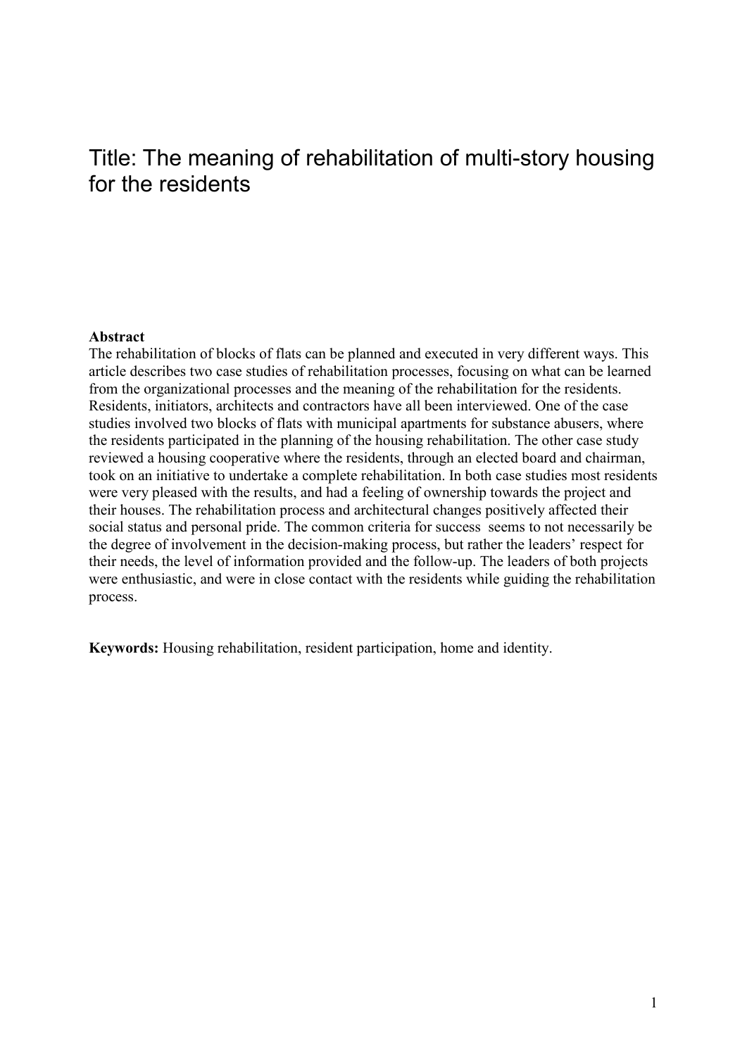# Title: The meaning of rehabilitation of multi-story housing for the residents

**Abstract**

The rehabilitation of blocks of flats can be planned and executed in very different ways. This article describes two case studies of rehabilitation processes, focusing on what can be learned from the organizational processes and the meaning of the rehabilitation for the residents. Residents, initiators, architects and contractors have all been interviewed. One of the case studies involved two blocks of flats with municipal apartments for substance abusers, where the residents participated in the planning of the housing rehabilitation. The other case study reviewed a housing cooperative where the residents, through an elected board and chairman, took on an initiative to undertake a complete rehabilitation. In both case studies most residents were very pleased with the results, and had a feeling of ownership towards the project and their houses. The rehabilitation process and architectural changes positively affected their social status and personal pride. The common criteria for success seems to not necessarily be the degree of involvement in the decision-making process, but rather the leaders' respect for their needs, the level of information provided and the follow-up. The leaders of both projects were enthusiastic, and were in close contact with the residents while guiding the rehabilitation process.

**Keywords:** Housing rehabilitation, resident participation, home and identity.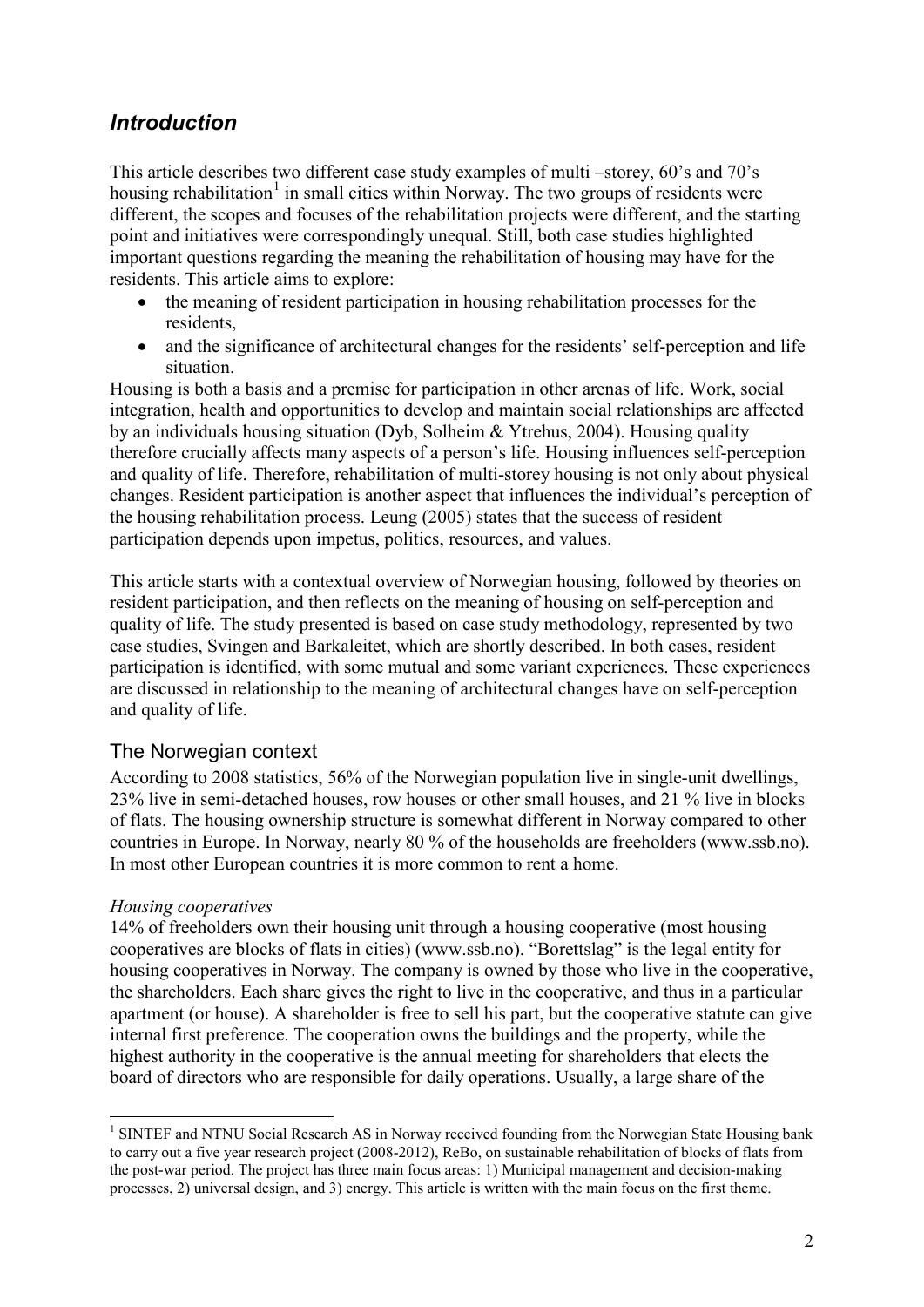## *Introduction*

This article describes two different case study examples of multi –storey, 60's and 70's housing rehabilitation[1] in small cities within Norway. The two groups of residents were different, the scopes and focuses of the rehabilitation projects were different, and the starting point and initiatives were correspondingly unequal. Still, both case studies highlighted important questions regarding the meaning the rehabilitation of housing may have for the residents. This article aims to explore:

- the meaning of resident participation in housing rehabilitation processes for the residents,
- and the significance of architectural changes for the residents' self-perception and life situation.

Housing is both a basis and a premise for participation in other arenas of life. Work, social integration, health and opportunities to develop and maintain social relationships are affected by an individuals housing situation (Dyb, Solheim & Ytrehus, 2004). Housing quality therefore crucially affects many aspects of a person's life. Housing influences self-perception and quality of life. Therefore, rehabilitation of multi-storey housing is not only about physical changes. Resident participation is another aspect that influences the individual's perception of the housing rehabilitation process. Leung (2005) states that the success of resident participation depends upon impetus, politics, resources, and values.

This article starts with a contextual overview of Norwegian housing, followed by theories on resident participation, and then reflects on the meaning of housing on self-perception and quality of life. The study presented is based on case study methodology, represented by two case studies, Svingen and Barkaleitet, which are shortly described. In both cases, resident participation is identified, with some mutual and some variant experiences. These experiences are discussed in relationship to the meaning of architectural changes have on self-perception and quality of life.

### The Norwegian context

According to 2008 statistics, 56% of the Norwegian population live in single-unit dwellings, 23% live in semi-detached houses, row houses or other small houses, and 21 % live in blocks of flats. The housing ownership structure is somewhat different in Norway compared to other countries in Europe. In Norway, nearly 80 % of the households are freeholders (www.ssb.no). In most other European countries it is more common to rent a home.

*Housing cooperatives*

14% of freeholders own their housing unit through a housing cooperative (most housing cooperatives are blocks of flats in cities) (www.ssb.no). "Borettslag" is the legal entity for housing cooperatives in Norway. The company is owned by those who live in the cooperative, the shareholders. Each share gives the right to live in the cooperative, and thus in a particular apartment (or house). A shareholder is free to sell his part, but the cooperative statute can give internal first preference. The cooperation owns the buildings and the property, while the highest authority in the cooperative is the annual meeting for shareholders that elects the board of directors who are responsible for daily operations. Usually, a large share of the

---

[1] SINTEF and NTNU Social Research AS in Norway received founding from the Norwegian State Housing bank to carry out a five year research project (2008-2012), ReBo, on sustainable rehabilitation of blocks of flats from the post-war period. The project has three main focus areas: 1) Municipal management and decision-making processes, 2) universal design, and 3) energy. This article is written with the main focus on the first theme.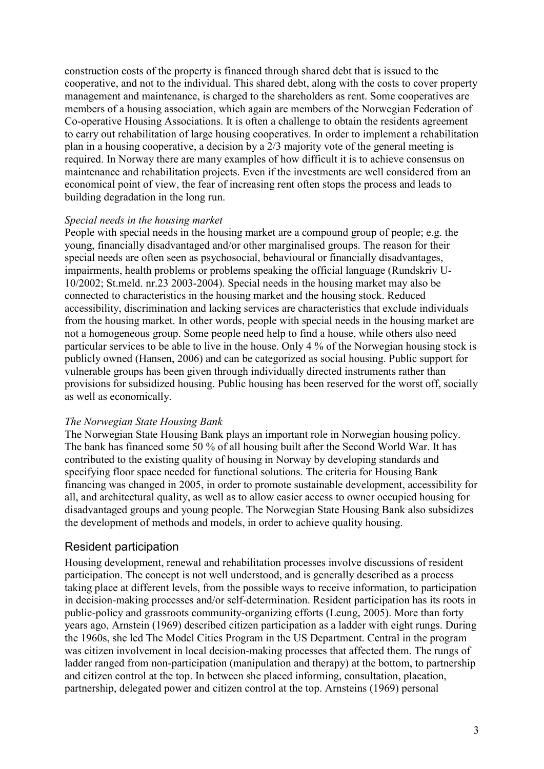construction costs of the property is financed through shared debt that is issued to the cooperative, and not to the individual. This shared debt, along with the costs to cover property management and maintenance, is charged to the shareholders as rent. Some cooperatives are members of a housing association, which again are members of the Norwegian Federation of Co-operative Housing Associations. It is often a challenge to obtain the residents agreement to carry out rehabilitation of large housing cooperatives. In order to implement a rehabilitation plan in a housing cooperative, a decision by a 2/3 majority vote of the general meeting is required. In Norway there are many examples of how difficult it is to achieve consensus on maintenance and rehabilitation projects. Even if the investments are well considered from an economical point of view, the fear of increasing rent often stops the process and leads to building degradation in the long run.

*Special needs in the housing market*

People with special needs in the housing market are a compound group of people; e.g. the young, financially disadvantaged and/or other marginalised groups. The reason for their special needs are often seen as psychosocial, behavioural or financially disadvantages, impairments, health problems or problems speaking the official language (Rundskriv U-10/2002; St.meld. nr.23 2003-2004). Special needs in the housing market may also be connected to characteristics in the housing market and the housing stock. Reduced accessibility, discrimination and lacking services are characteristics that exclude individuals from the housing market. In other words, people with special needs in the housing market are not a homogeneous group. Some people need help to find a house, while others also need particular services to be able to live in the house. Only 4 % of the Norwegian housing stock is publicly owned (Hansen, 2006) and can be categorized as social housing. Public support for vulnerable groups has been given through individually directed instruments rather than provisions for subsidized housing. Public housing has been reserved for the worst off, socially as well as economically.

*The Norwegian State Housing Bank*

The Norwegian State Housing Bank plays an important role in Norwegian housing policy. The bank has financed some 50 % of all housing built after the Second World War. It has contributed to the existing quality of housing in Norway by developing standards and specifying floor space needed for functional solutions. The criteria for Housing Bank financing was changed in 2005, in order to promote sustainable development, accessibility for all, and architectural quality, as well as to allow easier access to owner occupied housing for disadvantaged groups and young people. The Norwegian State Housing Bank also subsidizes the development of methods and models, in order to achieve quality housing.

## Resident participation

Housing development, renewal and rehabilitation processes involve discussions of resident participation. The concept is not well understood, and is generally described as a process taking place at different levels, from the possible ways to receive information, to participation in decision-making processes and/or self-determination. Resident participation has its roots in public-policy and grassroots community-organizing efforts (Leung, 2005). More than forty years ago, Arnstein (1969) described citizen participation as a ladder with eight rungs. During the 1960s, she led The Model Cities Program in the US Department. Central in the program was citizen involvement in local decision-making processes that affected them. The rungs of ladder ranged from non-participation (manipulation and therapy) at the bottom, to partnership and citizen control at the top. In between she placed informing, consultation, placation, partnership, delegated power and citizen control at the top. Arnsteins (1969) personal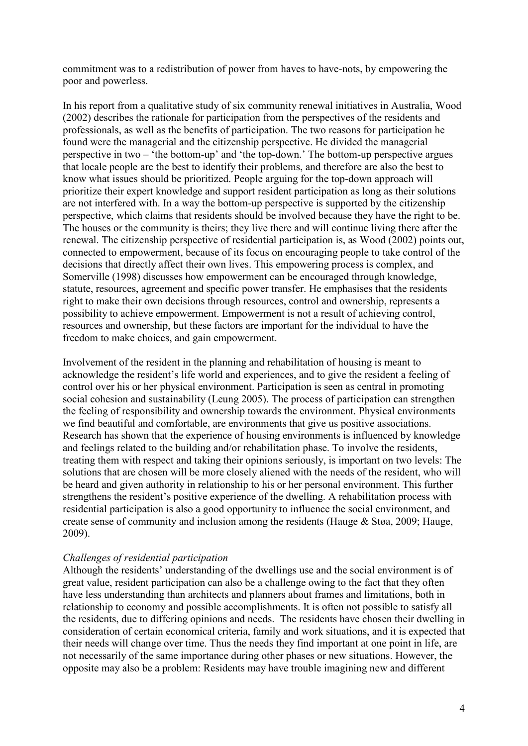commitment was to a redistribution of power from haves to have-nots, by empowering the poor and powerless.

In his report from a qualitative study of six community renewal initiatives in Australia, Wood (2002) describes the rationale for participation from the perspectives of the residents and professionals, as well as the benefits of participation. The two reasons for participation he found were the managerial and the citizenship perspective. He divided the managerial perspective in two – 'the bottom-up' and 'the top-down.' The bottom-up perspective argues that locale people are the best to identify their problems, and therefore are also the best to know what issues should be prioritized. People arguing for the top-down approach will prioritize their expert knowledge and support resident participation as long as their solutions are not interfered with. In a way the bottom-up perspective is supported by the citizenship perspective, which claims that residents should be involved because they have the right to be. The houses or the community is theirs; they live there and will continue living there after the renewal. The citizenship perspective of residential participation is, as Wood (2002) points out, connected to empowerment, because of its focus on encouraging people to take control of the decisions that directly affect their own lives. This empowering process is complex, and Somerville (1998) discusses how empowerment can be encouraged through knowledge, statute, resources, agreement and specific power transfer. He emphasises that the residents right to make their own decisions through resources, control and ownership, represents a possibility to achieve empowerment. Empowerment is not a result of achieving control, resources and ownership, but these factors are important for the individual to have the freedom to make choices, and gain empowerment.

Involvement of the resident in the planning and rehabilitation of housing is meant to acknowledge the resident's life world and experiences, and to give the resident a feeling of control over his or her physical environment. Participation is seen as central in promoting social cohesion and sustainability (Leung 2005). The process of participation can strengthen the feeling of responsibility and ownership towards the environment. Physical environments we find beautiful and comfortable, are environments that give us positive associations. Research has shown that the experience of housing environments is influenced by knowledge and feelings related to the building and/or rehabilitation phase. To involve the residents, treating them with respect and taking their opinions seriously, is important on two levels: The solutions that are chosen will be more closely aliened with the needs of the resident, who will be heard and given authority in relationship to his or her personal environment. This further strengthens the resident's positive experience of the dwelling. A rehabilitation process with residential participation is also a good opportunity to influence the social environment, and create sense of community and inclusion among the residents (Hauge & Støa, 2009; Hauge, 2009).

*Challenges of residential participation*

Although the residents' understanding of the dwellings use and the social environment is of great value, resident participation can also be a challenge owing to the fact that they often have less understanding than architects and planners about frames and limitations, both in relationship to economy and possible accomplishments. It is often not possible to satisfy all the residents, due to differing opinions and needs. The residents have chosen their dwelling in consideration of certain economical criteria, family and work situations, and it is expected that their needs will change over time. Thus the needs they find important at one point in life, are not necessarily of the same importance during other phases or new situations. However, the opposite may also be a problem: Residents may have trouble imagining new and different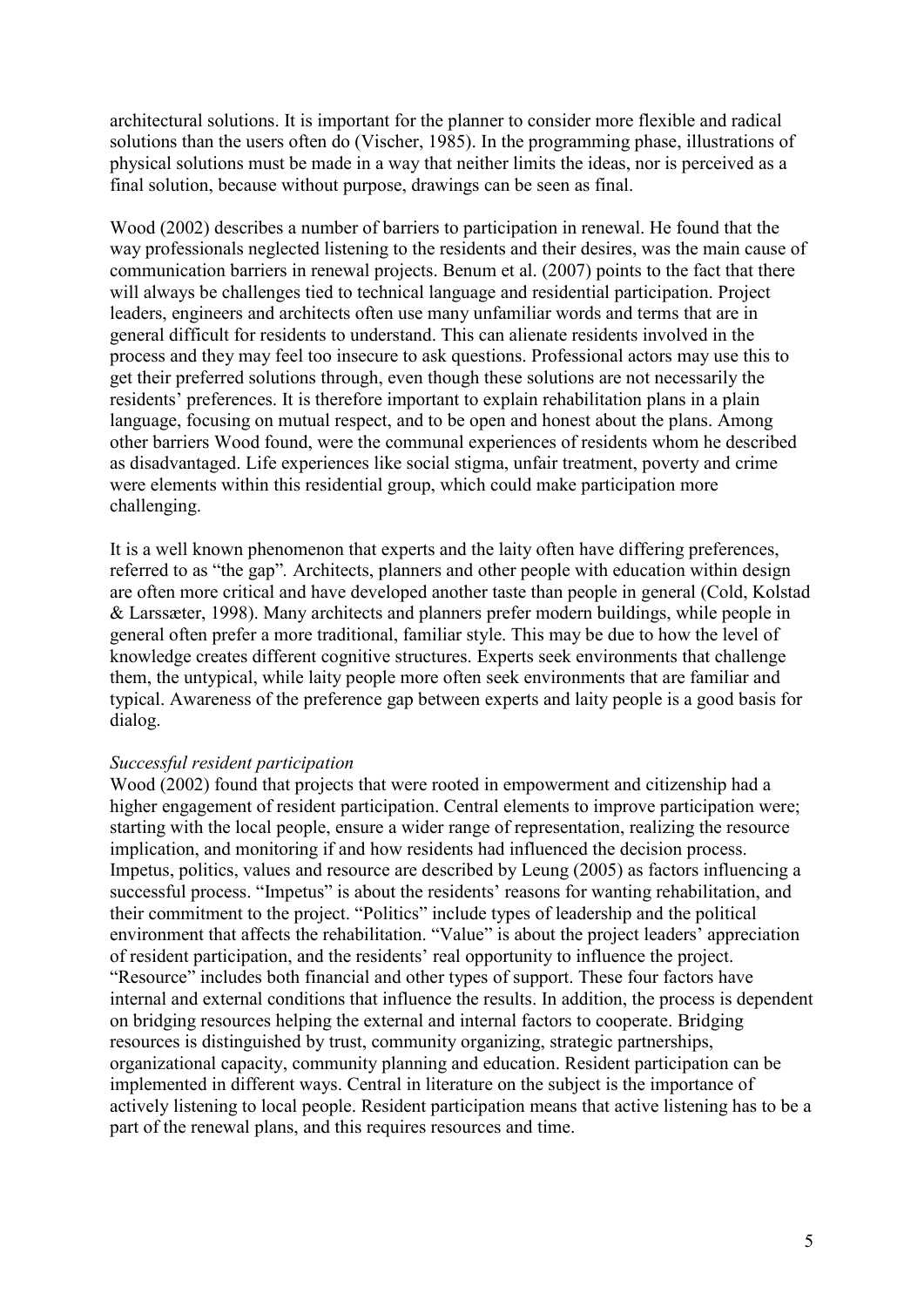architectural solutions. It is important for the planner to consider more flexible and radical solutions than the users often do (Vischer, 1985). In the programming phase, illustrations of physical solutions must be made in a way that neither limits the ideas, nor is perceived as a final solution, because without purpose, drawings can be seen as final.

Wood (2002) describes a number of barriers to participation in renewal. He found that the way professionals neglected listening to the residents and their desires, was the main cause of communication barriers in renewal projects. Benum et al. (2007) points to the fact that there will always be challenges tied to technical language and residential participation. Project leaders, engineers and architects often use many unfamiliar words and terms that are in general difficult for residents to understand. This can alienate residents involved in the process and they may feel too insecure to ask questions. Professional actors may use this to get their preferred solutions through, even though these solutions are not necessarily the residents' preferences. It is therefore important to explain rehabilitation plans in a plain language, focusing on mutual respect, and to be open and honest about the plans. Among other barriers Wood found, were the communal experiences of residents whom he described as disadvantaged. Life experiences like social stigma, unfair treatment, poverty and crime were elements within this residential group, which could make participation more challenging.

It is a well known phenomenon that experts and the laity often have differing preferences, referred to as "the gap". Architects, planners and other people with education within design are often more critical and have developed another taste than people in general (Cold, Kolstad & Larssæter, 1998). Many architects and planners prefer modern buildings, while people in general often prefer a more traditional, familiar style. This may be due to how the level of knowledge creates different cognitive structures. Experts seek environments that challenge them, the untypical, while laity people more often seek environments that are familiar and typical. Awareness of the preference gap between experts and laity people is a good basis for dialog.

*Successful resident participation*

Wood (2002) found that projects that were rooted in empowerment and citizenship had a higher engagement of resident participation. Central elements to improve participation were; starting with the local people, ensure a wider range of representation, realizing the resource implication, and monitoring if and how residents had influenced the decision process. Impetus, politics, values and resource are described by Leung (2005) as factors influencing a successful process. "Impetus" is about the residents' reasons for wanting rehabilitation, and their commitment to the project. "Politics" include types of leadership and the political environment that affects the rehabilitation. "Value" is about the project leaders' appreciation of resident participation, and the residents' real opportunity to influence the project. "Resource" includes both financial and other types of support. These four factors have internal and external conditions that influence the results. In addition, the process is dependent on bridging resources helping the external and internal factors to cooperate. Bridging resources is distinguished by trust, community organizing, strategic partnerships, organizational capacity, community planning and education. Resident participation can be implemented in different ways. Central in literature on the subject is the importance of actively listening to local people. Resident participation means that active listening has to be a part of the renewal plans, and this requires resources and time.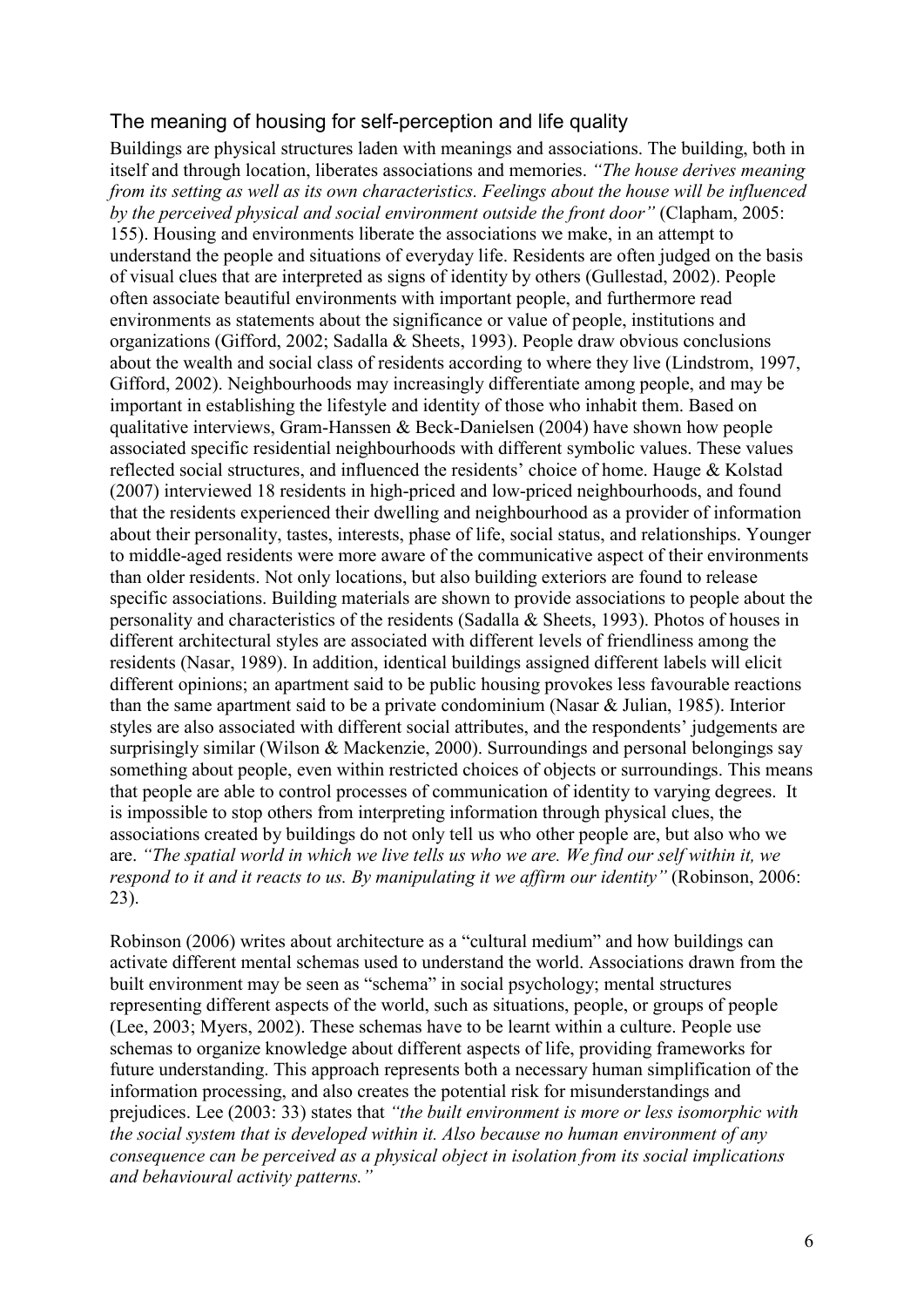## The meaning of housing for self-perception and life quality

Buildings are physical structures laden with meanings and associations. The building, both in itself and through location, liberates associations and memories. *"The house derives meaning from its setting as well as its own characteristics. Feelings about the house will be influenced by the perceived physical and social environment outside the front door"* (Clapham, 2005: 155). Housing and environments liberate the associations we make, in an attempt to understand the people and situations of everyday life. Residents are often judged on the basis of visual clues that are interpreted as signs of identity by others (Gullestad, 2002). People often associate beautiful environments with important people, and furthermore read environments as statements about the significance or value of people, institutions and organizations (Gifford, 2002; Sadalla & Sheets, 1993). People draw obvious conclusions about the wealth and social class of residents according to where they live (Lindstrom, 1997, Gifford, 2002). Neighbourhoods may increasingly differentiate among people, and may be important in establishing the lifestyle and identity of those who inhabit them. Based on qualitative interviews, Gram-Hanssen & Beck-Danielsen (2004) have shown how people associated specific residential neighbourhoods with different symbolic values. These values reflected social structures, and influenced the residents' choice of home. Hauge & Kolstad (2007) interviewed 18 residents in high-priced and low-priced neighbourhoods, and found that the residents experienced their dwelling and neighbourhood as a provider of information about their personality, tastes, interests, phase of life, social status, and relationships. Younger to middle-aged residents were more aware of the communicative aspect of their environments than older residents. Not only locations, but also building exteriors are found to release specific associations. Building materials are shown to provide associations to people about the personality and characteristics of the residents (Sadalla & Sheets, 1993). Photos of houses in different architectural styles are associated with different levels of friendliness among the residents (Nasar, 1989). In addition, identical buildings assigned different labels will elicit different opinions; an apartment said to be public housing provokes less favourable reactions than the same apartment said to be a private condominium (Nasar & Julian, 1985). Interior styles are also associated with different social attributes, and the respondents' judgements are surprisingly similar (Wilson & Mackenzie, 2000). Surroundings and personal belongings say something about people, even within restricted choices of objects or surroundings. This means that people are able to control processes of communication of identity to varying degrees. It is impossible to stop others from interpreting information through physical clues, the associations created by buildings do not only tell us who other people are, but also who we are. *"The spatial world in which we live tells us who we are. We find our self within it, we respond to it and it reacts to us. By manipulating it we affirm our identity"* (Robinson, 2006: 23).

Robinson (2006) writes about architecture as a "cultural medium" and how buildings can activate different mental schemas used to understand the world. Associations drawn from the built environment may be seen as "schema" in social psychology; mental structures representing different aspects of the world, such as situations, people, or groups of people (Lee, 2003; Myers, 2002). These schemas have to be learnt within a culture. People use schemas to organize knowledge about different aspects of life, providing frameworks for future understanding. This approach represents both a necessary human simplification of the information processing, and also creates the potential risk for misunderstandings and prejudices. Lee (2003: 33) states that *"the built environment is more or less isomorphic with the social system that is developed within it. Also because no human environment of any consequence can be perceived as a physical object in isolation from its social implications and behavioural activity patterns."*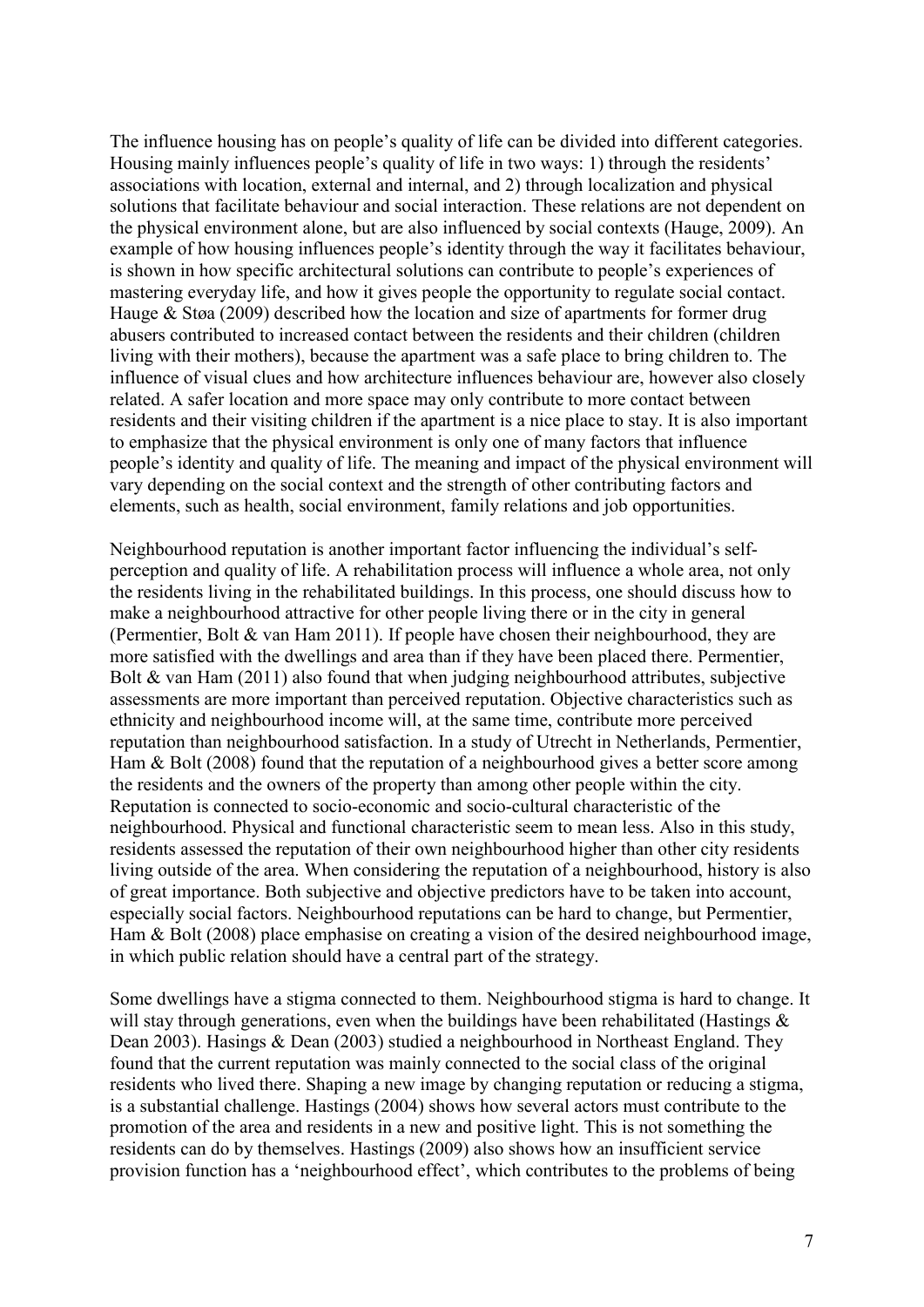The influence housing has on people's quality of life can be divided into different categories. Housing mainly influences people's quality of life in two ways: 1) through the residents' associations with location, external and internal, and 2) through localization and physical solutions that facilitate behaviour and social interaction. These relations are not dependent on the physical environment alone, but are also influenced by social contexts (Hauge, 2009). An example of how housing influences people's identity through the way it facilitates behaviour, is shown in how specific architectural solutions can contribute to people's experiences of mastering everyday life, and how it gives people the opportunity to regulate social contact. Hauge & Støa (2009) described how the location and size of apartments for former drug abusers contributed to increased contact between the residents and their children (children living with their mothers), because the apartment was a safe place to bring children to. The influence of visual clues and how architecture influences behaviour are, however also closely related. A safer location and more space may only contribute to more contact between residents and their visiting children if the apartment is a nice place to stay. It is also important to emphasize that the physical environment is only one of many factors that influence people's identity and quality of life. The meaning and impact of the physical environment will vary depending on the social context and the strength of other contributing factors and elements, such as health, social environment, family relations and job opportunities.

Neighbourhood reputation is another important factor influencing the individual's self-perception and quality of life. A rehabilitation process will influence a whole area, not only the residents living in the rehabilitated buildings. In this process, one should discuss how to make a neighbourhood attractive for other people living there or in the city in general (Permentier, Bolt & van Ham 2011). If people have chosen their neighbourhood, they are more satisfied with the dwellings and area than if they have been placed there. Permentier, Bolt & van Ham (2011) also found that when judging neighbourhood attributes, subjective assessments are more important than perceived reputation. Objective characteristics such as ethnicity and neighbourhood income will, at the same time, contribute more perceived reputation than neighbourhood satisfaction. In a study of Utrecht in Netherlands, Permentier, Ham & Bolt (2008) found that the reputation of a neighbourhood gives a better score among the residents and the owners of the property than among other people within the city. Reputation is connected to socio-economic and socio-cultural characteristic of the neighbourhood. Physical and functional characteristic seem to mean less. Also in this study, residents assessed the reputation of their own neighbourhood higher than other city residents living outside of the area. When considering the reputation of a neighbourhood, history is also of great importance. Both subjective and objective predictors have to be taken into account, especially social factors. Neighbourhood reputations can be hard to change, but Permentier, Ham & Bolt (2008) place emphasise on creating a vision of the desired neighbourhood image, in which public relation should have a central part of the strategy.

Some dwellings have a stigma connected to them. Neighbourhood stigma is hard to change. It will stay through generations, even when the buildings have been rehabilitated (Hastings & Dean 2003). Hasings & Dean (2003) studied a neighbourhood in Northeast England. They found that the current reputation was mainly connected to the social class of the original residents who lived there. Shaping a new image by changing reputation or reducing a stigma, is a substantial challenge. Hastings (2004) shows how several actors must contribute to the promotion of the area and residents in a new and positive light. This is not something the residents can do by themselves. Hastings (2009) also shows how an insufficient service provision function has a 'neighbourhood effect', which contributes to the problems of being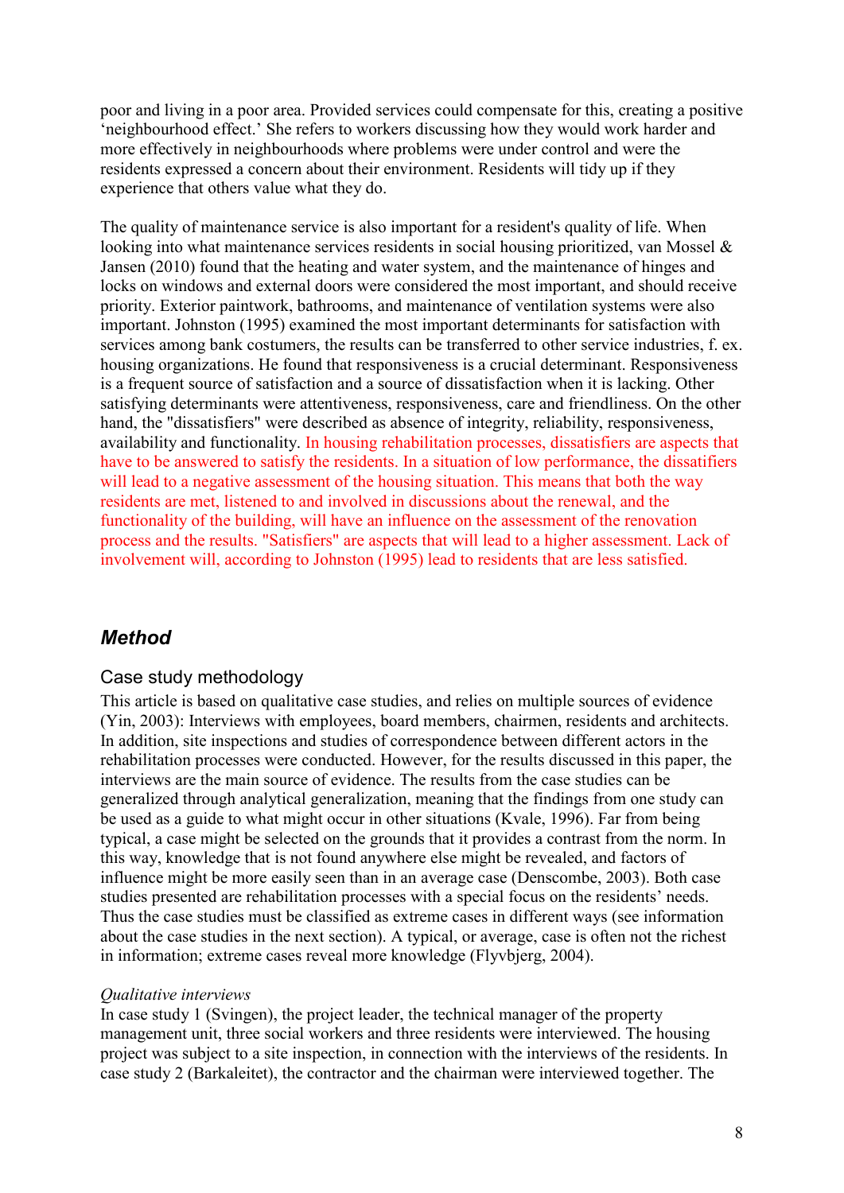poor and living in a poor area. Provided services could compensate for this, creating a positive 'neighbourhood effect.' She refers to workers discussing how they would work harder and more effectively in neighbourhoods where problems were under control and were the residents expressed a concern about their environment. Residents will tidy up if they experience that others value what they do.

The quality of maintenance service is also important for a resident's quality of life. When looking into what maintenance services residents in social housing prioritized, van Mossel & Jansen (2010) found that the heating and water system, and the maintenance of hinges and locks on windows and external doors were considered the most important, and should receive priority. Exterior paintwork, bathrooms, and maintenance of ventilation systems were also important. Johnston (1995) examined the most important determinants for satisfaction with services among bank costumers, the results can be transferred to other service industries, f. ex. housing organizations. He found that responsiveness is a crucial determinant. Responsiveness is a frequent source of satisfaction and a source of dissatisfaction when it is lacking. Other satisfying determinants were attentiveness, responsiveness, care and friendliness. On the other hand, the "dissatisfiers" were described as absence of integrity, reliability, responsiveness, availability and functionality. In housing rehabilitation processes, dissatisfiers are aspects that have to be answered to satisfy the residents. In a situation of low performance, the dissatifiers will lead to a negative assessment of the housing situation. This means that both the way residents are met, listened to and involved in discussions about the renewal, and the functionality of the building, will have an influence on the assessment of the renovation process and the results. "Satisfiers" are aspects that will lead to a higher assessment. Lack of involvement will, according to Johnston (1995) lead to residents that are less satisfied.

## *Method*

### Case study methodology

This article is based on qualitative case studies, and relies on multiple sources of evidence (Yin, 2003): Interviews with employees, board members, chairmen, residents and architects. In addition, site inspections and studies of correspondence between different actors in the rehabilitation processes were conducted. However, for the results discussed in this paper, the interviews are the main source of evidence. The results from the case studies can be generalized through analytical generalization, meaning that the findings from one study can be used as a guide to what might occur in other situations (Kvale, 1996). Far from being typical, a case might be selected on the grounds that it provides a contrast from the norm. In this way, knowledge that is not found anywhere else might be revealed, and factors of influence might be more easily seen than in an average case (Denscombe, 2003). Both case studies presented are rehabilitation processes with a special focus on the residents' needs. Thus the case studies must be classified as extreme cases in different ways (see information about the case studies in the next section). A typical, or average, case is often not the richest in information; extreme cases reveal more knowledge (Flyvbjerg, 2004).

*Qualitative interviews*

In case study 1 (Svingen), the project leader, the technical manager of the property management unit, three social workers and three residents were interviewed. The housing project was subject to a site inspection, in connection with the interviews of the residents. In case study 2 (Barkaleitet), the contractor and the chairman were interviewed together. The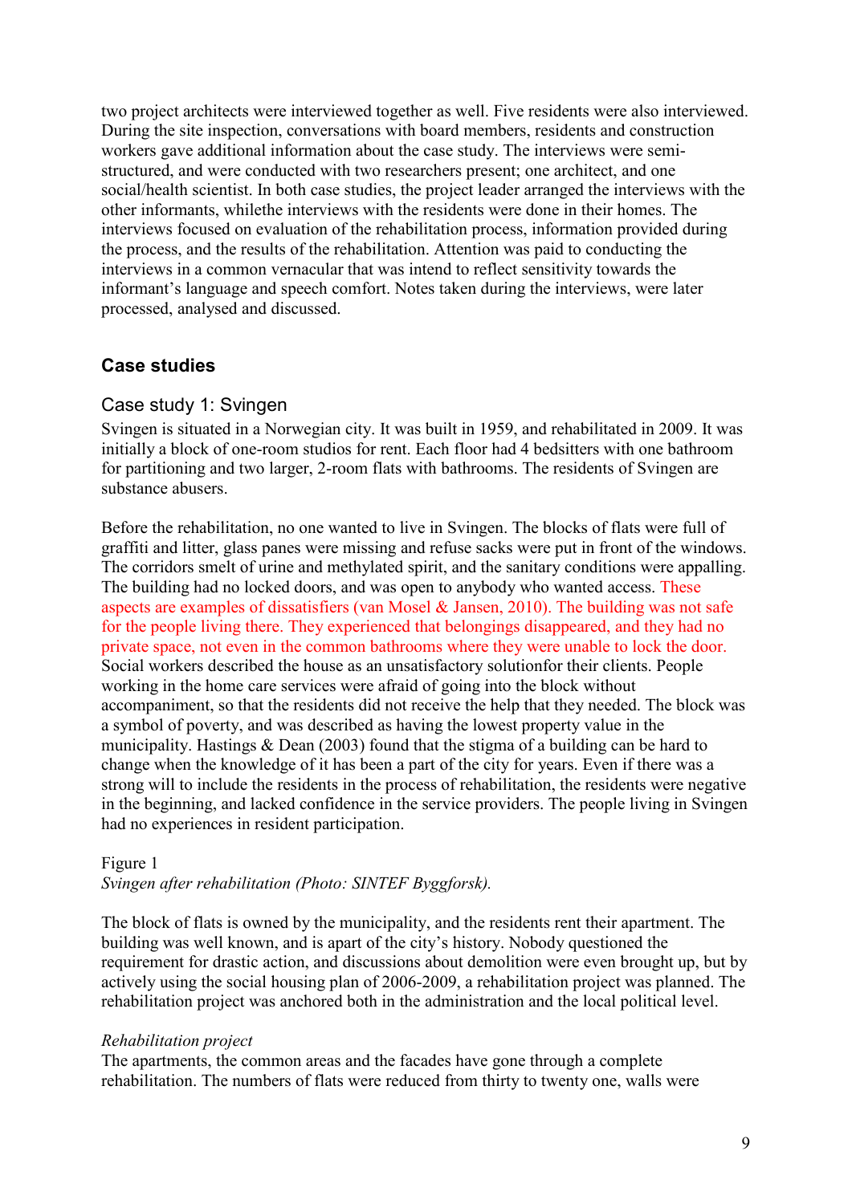two project architects were interviewed together as well. Five residents were also interviewed. During the site inspection, conversations with board members, residents and construction workers gave additional information about the case study. The interviews were semi-structured, and were conducted with two researchers present; one architect, and one social/health scientist. In both case studies, the project leader arranged the interviews with the other informants, whilethe interviews with the residents were done in their homes. The interviews focused on evaluation of the rehabilitation process, information provided during the process, and the results of the rehabilitation. Attention was paid to conducting the interviews in a common vernacular that was intend to reflect sensitivity towards the informant's language and speech comfort. Notes taken during the interviews, were later processed, analysed and discussed.

## Case studies

### Case study 1: Svingen

Svingen is situated in a Norwegian city. It was built in 1959, and rehabilitated in 2009. It was initially a block of one-room studios for rent. Each floor had 4 bedsitters with one bathroom for partitioning and two larger, 2-room flats with bathrooms. The residents of Svingen are substance abusers.

Before the rehabilitation, no one wanted to live in Svingen. The blocks of flats were full of graffiti and litter, glass panes were missing and refuse sacks were put in front of the windows. The corridors smelt of urine and methylated spirit, and the sanitary conditions were appalling. The building had no locked doors, and was open to anybody who wanted access. These aspects are examples of dissatisfiers (van Mosel & Jansen, 2010). The building was not safe for the people living there. They experienced that belongings disappeared, and they had no private space, not even in the common bathrooms where they were unable to lock the door. Social workers described the house as an unsatisfactory solutionfor their clients. People working in the home care services were afraid of going into the block without accompaniment, so that the residents did not receive the help that they needed. The block was a symbol of poverty, and was described as having the lowest property value in the municipality. Hastings & Dean (2003) found that the stigma of a building can be hard to change when the knowledge of it has been a part of the city for years. Even if there was a strong will to include the residents in the process of rehabilitation, the residents were negative in the beginning, and lacked confidence in the service providers. The people living in Svingen had no experiences in resident participation.

Figure 1
*Svingen after rehabilitation (Photo: SINTEF Byggforsk).*

The block of flats is owned by the municipality, and the residents rent their apartment. The building was well known, and is apart of the city's history. Nobody questioned the requirement for drastic action, and discussions about demolition were even brought up, but by actively using the social housing plan of 2006-2009, a rehabilitation project was planned. The rehabilitation project was anchored both in the administration and the local political level.

*Rehabilitation project*

The apartments, the common areas and the facades have gone through a complete rehabilitation. The numbers of flats were reduced from thirty to twenty one, walls were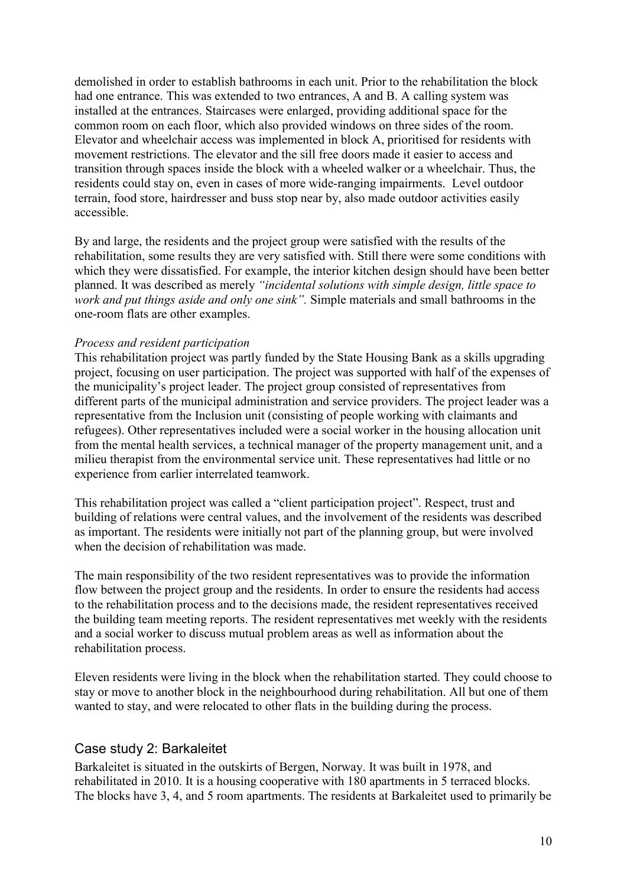demolished in order to establish bathrooms in each unit. Prior to the rehabilitation the block had one entrance. This was extended to two entrances, A and B. A calling system was installed at the entrances. Staircases were enlarged, providing additional space for the common room on each floor, which also provided windows on three sides of the room. Elevator and wheelchair access was implemented in block A, prioritised for residents with movement restrictions. The elevator and the sill free doors made it easier to access and transition through spaces inside the block with a wheeled walker or a wheelchair. Thus, the residents could stay on, even in cases of more wide-ranging impairments. Level outdoor terrain, food store, hairdresser and buss stop near by, also made outdoor activities easily accessible.

By and large, the residents and the project group were satisfied with the results of the rehabilitation, some results they are very satisfied with. Still there were some conditions with which they were dissatisfied. For example, the interior kitchen design should have been better planned. It was described as merely *"incidental solutions with simple design, little space to work and put things aside and only one sink".* Simple materials and small bathrooms in the one-room flats are other examples.

*Process and resident participation*

This rehabilitation project was partly funded by the State Housing Bank as a skills upgrading project, focusing on user participation. The project was supported with half of the expenses of the municipality's project leader. The project group consisted of representatives from different parts of the municipal administration and service providers. The project leader was a representative from the Inclusion unit (consisting of people working with claimants and refugees). Other representatives included were a social worker in the housing allocation unit from the mental health services, a technical manager of the property management unit, and a milieu therapist from the environmental service unit. These representatives had little or no experience from earlier interrelated teamwork.

This rehabilitation project was called a "client participation project". Respect, trust and building of relations were central values, and the involvement of the residents was described as important. The residents were initially not part of the planning group, but were involved when the decision of rehabilitation was made.

The main responsibility of the two resident representatives was to provide the information flow between the project group and the residents. In order to ensure the residents had access to the rehabilitation process and to the decisions made, the resident representatives received the building team meeting reports. The resident representatives met weekly with the residents and a social worker to discuss mutual problem areas as well as information about the rehabilitation process.

Eleven residents were living in the block when the rehabilitation started. They could choose to stay or move to another block in the neighbourhood during rehabilitation. All but one of them wanted to stay, and were relocated to other flats in the building during the process.

## Case study 2: Barkaleitet

Barkaleitet is situated in the outskirts of Bergen, Norway. It was built in 1978, and rehabilitated in 2010. It is a housing cooperative with 180 apartments in 5 terraced blocks. The blocks have 3, 4, and 5 room apartments. The residents at Barkaleitet used to primarily be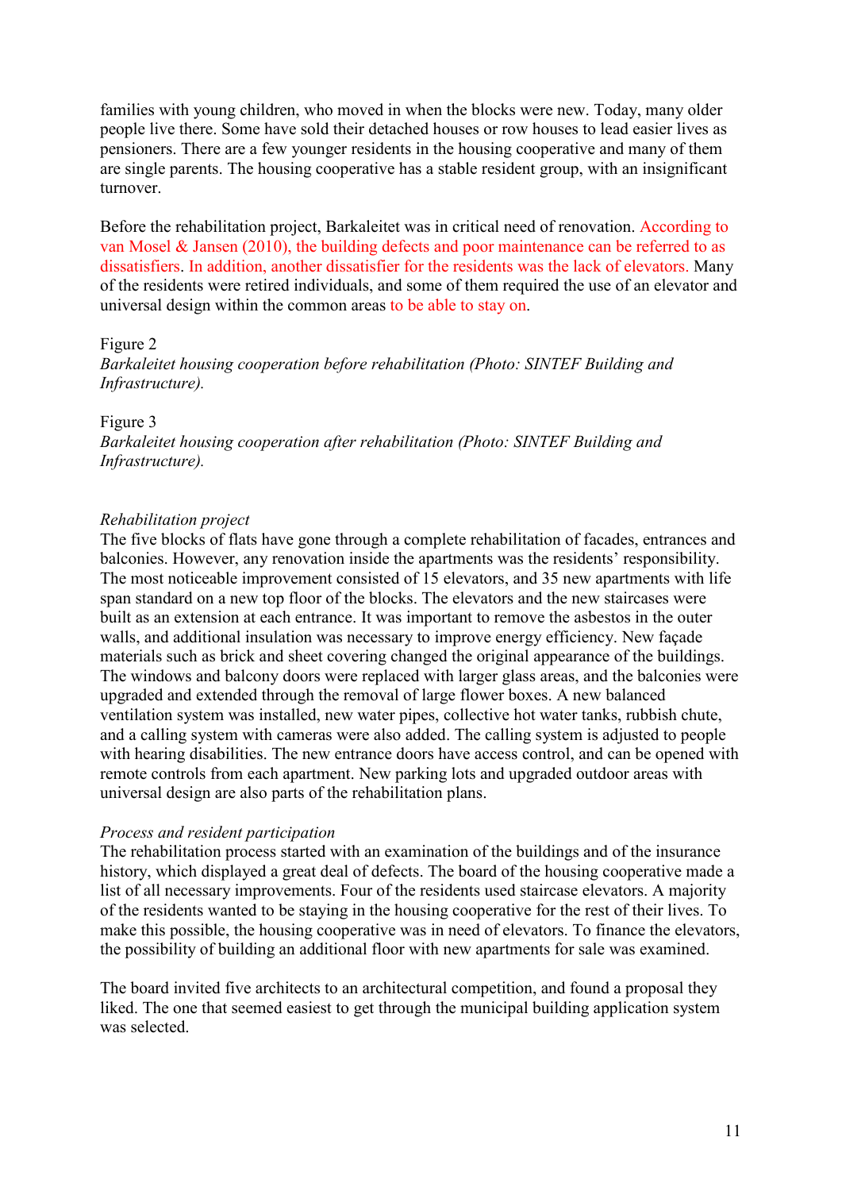families with young children, who moved in when the blocks were new. Today, many older people live there. Some have sold their detached houses or row houses to lead easier lives as pensioners. There are a few younger residents in the housing cooperative and many of them are single parents. The housing cooperative has a stable resident group, with an insignificant turnover.

Before the rehabilitation project, Barkaleitet was in critical need of renovation. According to van Mosel & Jansen (2010), the building defects and poor maintenance can be referred to as dissatisfiers. In addition, another dissatisfier for the residents was the lack of elevators. Many of the residents were retired individuals, and some of them required the use of an elevator and universal design within the common areas to be able to stay on.

Figure 2
*Barkaleitet housing cooperation before rehabilitation (Photo: SINTEF Building and Infrastructure).*

Figure 3
*Barkaleitet housing cooperation after rehabilitation (Photo: SINTEF Building and Infrastructure).*

*Rehabilitation project*
The five blocks of flats have gone through a complete rehabilitation of facades, entrances and balconies. However, any renovation inside the apartments was the residents' responsibility. The most noticeable improvement consisted of 15 elevators, and 35 new apartments with life span standard on a new top floor of the blocks. The elevators and the new staircases were built as an extension at each entrance. It was important to remove the asbestos in the outer walls, and additional insulation was necessary to improve energy efficiency. New façade materials such as brick and sheet covering changed the original appearance of the buildings. The windows and balcony doors were replaced with larger glass areas, and the balconies were upgraded and extended through the removal of large flower boxes. A new balanced ventilation system was installed, new water pipes, collective hot water tanks, rubbish chute, and a calling system with cameras were also added. The calling system is adjusted to people with hearing disabilities. The new entrance doors have access control, and can be opened with remote controls from each apartment. New parking lots and upgraded outdoor areas with universal design are also parts of the rehabilitation plans.

*Process and resident participation*
The rehabilitation process started with an examination of the buildings and of the insurance history, which displayed a great deal of defects. The board of the housing cooperative made a list of all necessary improvements. Four of the residents used staircase elevators. A majority of the residents wanted to be staying in the housing cooperative for the rest of their lives. To make this possible, the housing cooperative was in need of elevators. To finance the elevators, the possibility of building an additional floor with new apartments for sale was examined.

The board invited five architects to an architectural competition, and found a proposal they liked. The one that seemed easiest to get through the municipal building application system was selected.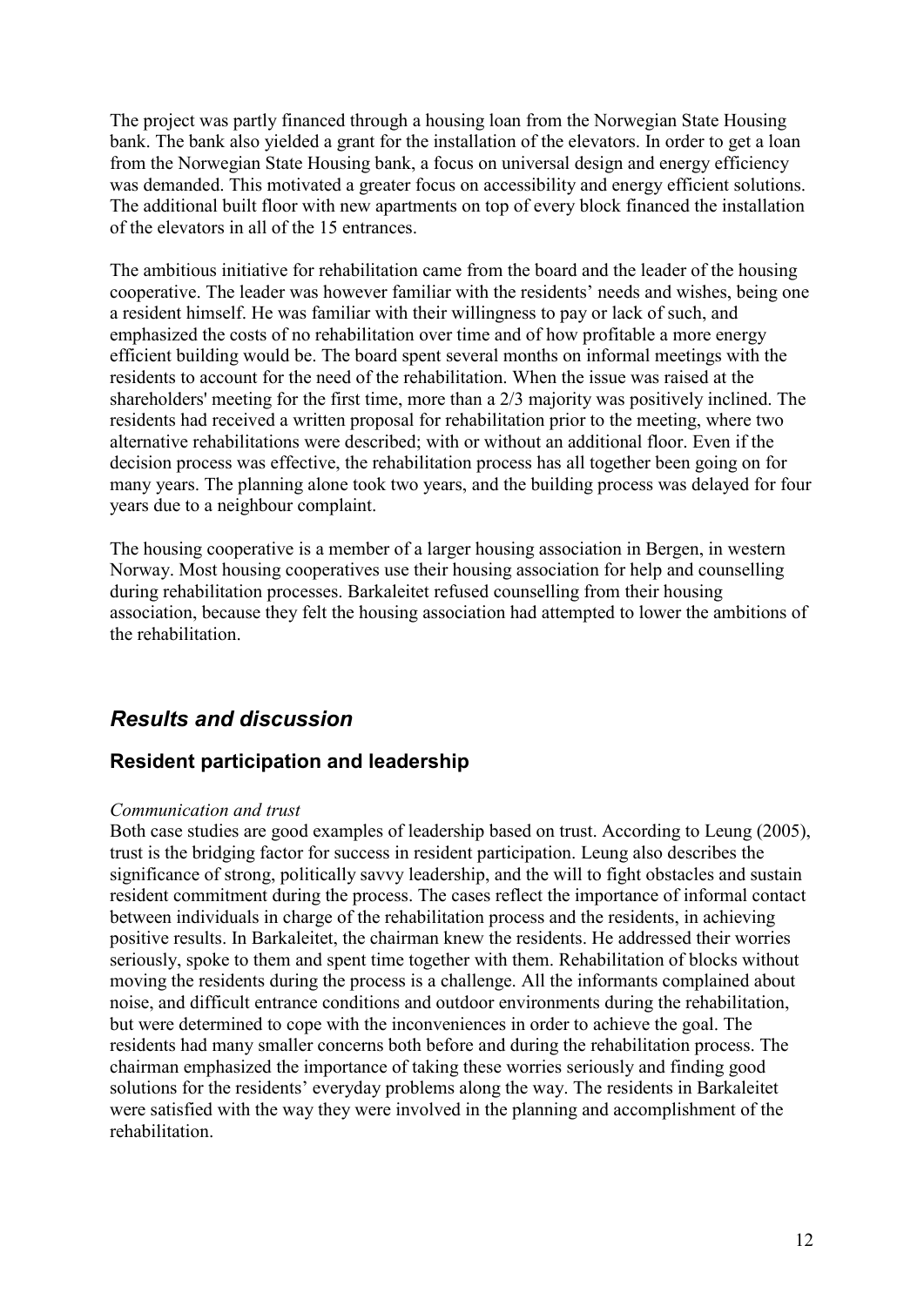The project was partly financed through a housing loan from the Norwegian State Housing bank. The bank also yielded a grant for the installation of the elevators. In order to get a loan from the Norwegian State Housing bank, a focus on universal design and energy efficiency was demanded. This motivated a greater focus on accessibility and energy efficient solutions. The additional built floor with new apartments on top of every block financed the installation of the elevators in all of the 15 entrances.

The ambitious initiative for rehabilitation came from the board and the leader of the housing cooperative. The leader was however familiar with the residents' needs and wishes, being one a resident himself. He was familiar with their willingness to pay or lack of such, and emphasized the costs of no rehabilitation over time and of how profitable a more energy efficient building would be. The board spent several months on informal meetings with the residents to account for the need of the rehabilitation. When the issue was raised at the shareholders' meeting for the first time, more than a 2/3 majority was positively inclined. The residents had received a written proposal for rehabilitation prior to the meeting, where two alternative rehabilitations were described; with or without an additional floor. Even if the decision process was effective, the rehabilitation process has all together been going on for many years. The planning alone took two years, and the building process was delayed for four years due to a neighbour complaint.

The housing cooperative is a member of a larger housing association in Bergen, in western Norway. Most housing cooperatives use their housing association for help and counselling during rehabilitation processes. Barkaleitet refused counselling from their housing association, because they felt the housing association had attempted to lower the ambitions of the rehabilitation.

# *Results and discussion*

## Resident participation and leadership

*Communication and trust*

Both case studies are good examples of leadership based on trust. According to Leung (2005), trust is the bridging factor for success in resident participation. Leung also describes the significance of strong, politically savvy leadership, and the will to fight obstacles and sustain resident commitment during the process. The cases reflect the importance of informal contact between individuals in charge of the rehabilitation process and the residents, in achieving positive results. In Barkaleitet, the chairman knew the residents. He addressed their worries seriously, spoke to them and spent time together with them. Rehabilitation of blocks without moving the residents during the process is a challenge. All the informants complained about noise, and difficult entrance conditions and outdoor environments during the rehabilitation, but were determined to cope with the inconveniences in order to achieve the goal. The residents had many smaller concerns both before and during the rehabilitation process. The chairman emphasized the importance of taking these worries seriously and finding good solutions for the residents' everyday problems along the way. The residents in Barkaleitet were satisfied with the way they were involved in the planning and accomplishment of the rehabilitation.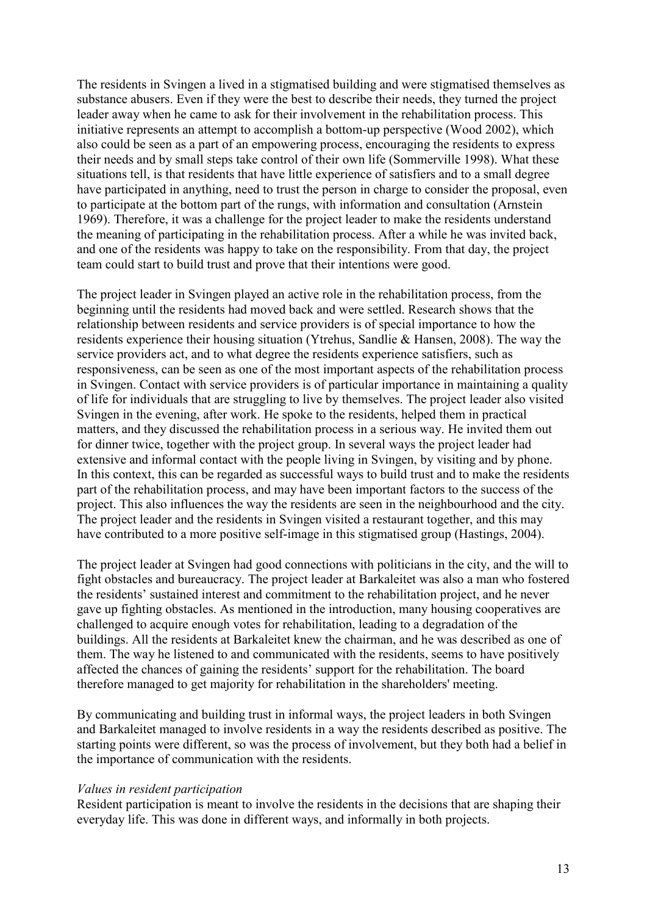The residents in Svingen a lived in a stigmatised building and were stigmatised themselves as substance abusers. Even if they were the best to describe their needs, they turned the project leader away when he came to ask for their involvement in the rehabilitation process. This initiative represents an attempt to accomplish a bottom-up perspective (Wood 2002), which also could be seen as a part of an empowering process, encouraging the residents to express their needs and by small steps take control of their own life (Sommerville 1998). What these situations tell, is that residents that have little experience of satisfiers and to a small degree have participated in anything, need to trust the person in charge to consider the proposal, even to participate at the bottom part of the rungs, with information and consultation (Arnstein 1969). Therefore, it was a challenge for the project leader to make the residents understand the meaning of participating in the rehabilitation process. After a while he was invited back, and one of the residents was happy to take on the responsibility. From that day, the project team could start to build trust and prove that their intentions were good.

The project leader in Svingen played an active role in the rehabilitation process, from the beginning until the residents had moved back and were settled. Research shows that the relationship between residents and service providers is of special importance to how the residents experience their housing situation (Ytrehus, Sandlie & Hansen, 2008). The way the service providers act, and to what degree the residents experience satisfiers, such as responsiveness, can be seen as one of the most important aspects of the rehabilitation process in Svingen. Contact with service providers is of particular importance in maintaining a quality of life for individuals that are struggling to live by themselves. The project leader also visited Svingen in the evening, after work. He spoke to the residents, helped them in practical matters, and they discussed the rehabilitation process in a serious way. He invited them out for dinner twice, together with the project group. In several ways the project leader had extensive and informal contact with the people living in Svingen, by visiting and by phone. In this context, this can be regarded as successful ways to build trust and to make the residents part of the rehabilitation process, and may have been important factors to the success of the project. This also influences the way the residents are seen in the neighbourhood and the city. The project leader and the residents in Svingen visited a restaurant together, and this may have contributed to a more positive self-image in this stigmatised group (Hastings, 2004).

The project leader at Svingen had good connections with politicians in the city, and the will to fight obstacles and bureaucracy. The project leader at Barkaleitet was also a man who fostered the residents' sustained interest and commitment to the rehabilitation project, and he never gave up fighting obstacles. As mentioned in the introduction, many housing cooperatives are challenged to acquire enough votes for rehabilitation, leading to a degradation of the buildings. All the residents at Barkaleitet knew the chairman, and he was described as one of them. The way he listened to and communicated with the residents, seems to have positively affected the chances of gaining the residents' support for the rehabilitation. The board therefore managed to get majority for rehabilitation in the shareholders' meeting.

By communicating and building trust in informal ways, the project leaders in both Svingen and Barkaleitet managed to involve residents in a way the residents described as positive. The starting points were different, so was the process of involvement, but they both had a belief in the importance of communication with the residents.

*Values in resident participation*

Resident participation is meant to involve the residents in the decisions that are shaping their everyday life. This was done in different ways, and informally in both projects.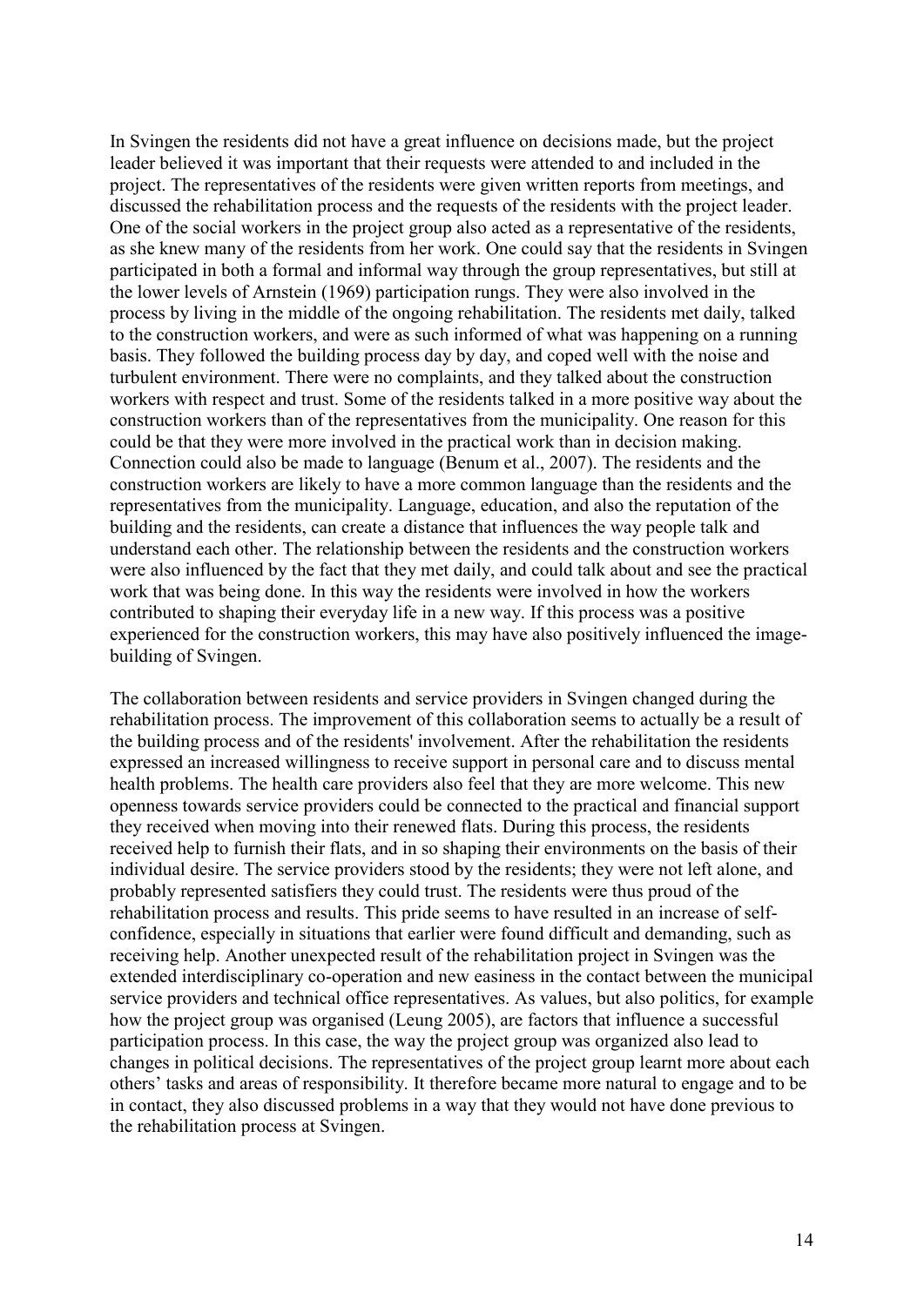In Svingen the residents did not have a great influence on decisions made, but the project leader believed it was important that their requests were attended to and included in the project. The representatives of the residents were given written reports from meetings, and discussed the rehabilitation process and the requests of the residents with the project leader. One of the social workers in the project group also acted as a representative of the residents, as she knew many of the residents from her work. One could say that the residents in Svingen participated in both a formal and informal way through the group representatives, but still at the lower levels of Arnstein (1969) participation rungs. They were also involved in the process by living in the middle of the ongoing rehabilitation. The residents met daily, talked to the construction workers, and were as such informed of what was happening on a running basis. They followed the building process day by day, and coped well with the noise and turbulent environment. There were no complaints, and they talked about the construction workers with respect and trust. Some of the residents talked in a more positive way about the construction workers than of the representatives from the municipality. One reason for this could be that they were more involved in the practical work than in decision making. Connection could also be made to language (Benum et al., 2007). The residents and the construction workers are likely to have a more common language than the residents and the representatives from the municipality. Language, education, and also the reputation of the building and the residents, can create a distance that influences the way people talk and understand each other. The relationship between the residents and the construction workers were also influenced by the fact that they met daily, and could talk about and see the practical work that was being done. In this way the residents were involved in how the workers contributed to shaping their everyday life in a new way. If this process was a positive experienced for the construction workers, this may have also positively influenced the image-building of Svingen.

The collaboration between residents and service providers in Svingen changed during the rehabilitation process. The improvement of this collaboration seems to actually be a result of the building process and of the residents' involvement. After the rehabilitation the residents expressed an increased willingness to receive support in personal care and to discuss mental health problems. The health care providers also feel that they are more welcome. This new openness towards service providers could be connected to the practical and financial support they received when moving into their renewed flats. During this process, the residents received help to furnish their flats, and in so shaping their environments on the basis of their individual desire. The service providers stood by the residents; they were not left alone, and probably represented satisfiers they could trust. The residents were thus proud of the rehabilitation process and results. This pride seems to have resulted in an increase of self-confidence, especially in situations that earlier were found difficult and demanding, such as receiving help. Another unexpected result of the rehabilitation project in Svingen was the extended interdisciplinary co-operation and new easiness in the contact between the municipal service providers and technical office representatives. As values, but also politics, for example how the project group was organised (Leung 2005), are factors that influence a successful participation process. In this case, the way the project group was organized also lead to changes in political decisions. The representatives of the project group learnt more about each others' tasks and areas of responsibility. It therefore became more natural to engage and to be in contact, they also discussed problems in a way that they would not have done previous to the rehabilitation process at Svingen.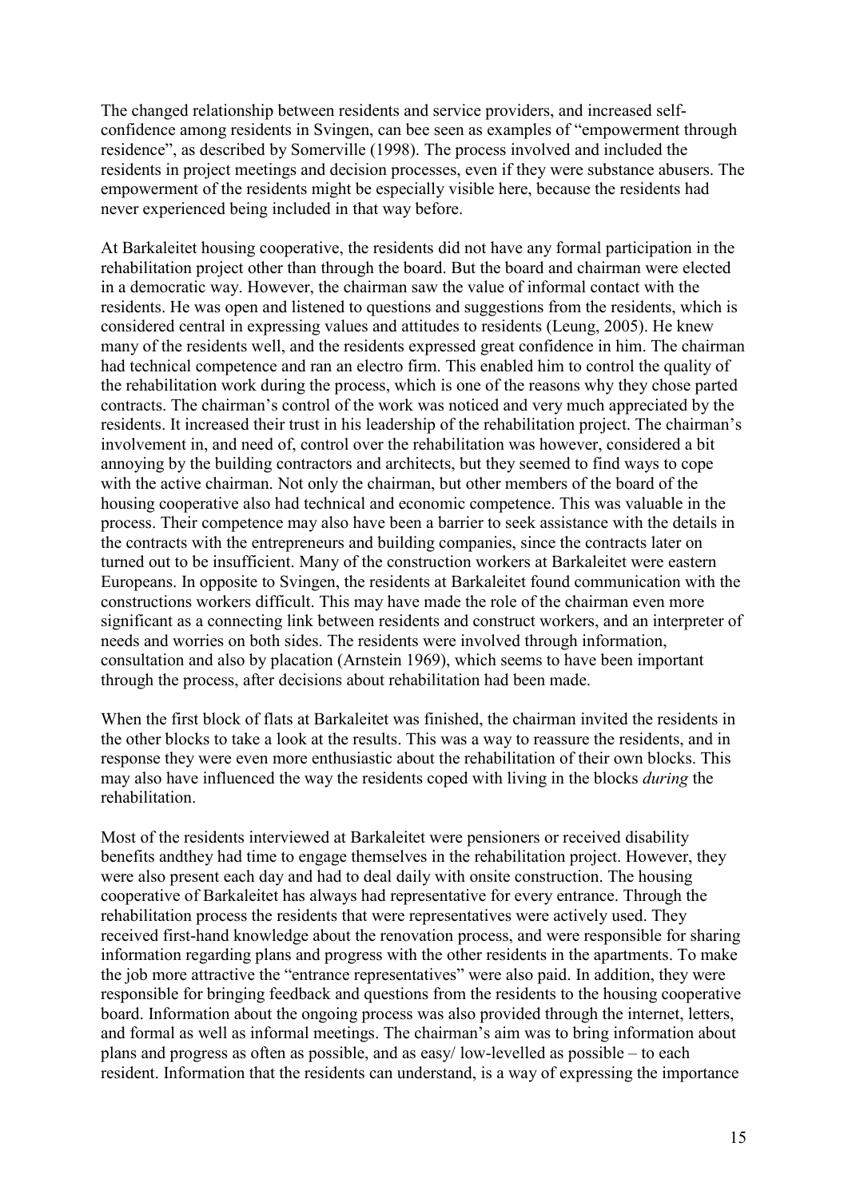The changed relationship between residents and service providers, and increased self-confidence among residents in Svingen, can bee seen as examples of "empowerment through residence", as described by Somerville (1998). The process involved and included the residents in project meetings and decision processes, even if they were substance abusers. The empowerment of the residents might be especially visible here, because the residents had never experienced being included in that way before.

At Barkaleitet housing cooperative, the residents did not have any formal participation in the rehabilitation project other than through the board. But the board and chairman were elected in a democratic way. However, the chairman saw the value of informal contact with the residents. He was open and listened to questions and suggestions from the residents, which is considered central in expressing values and attitudes to residents (Leung, 2005). He knew many of the residents well, and the residents expressed great confidence in him. The chairman had technical competence and ran an electro firm. This enabled him to control the quality of the rehabilitation work during the process, which is one of the reasons why they chose parted contracts. The chairman's control of the work was noticed and very much appreciated by the residents. It increased their trust in his leadership of the rehabilitation project. The chairman's involvement in, and need of, control over the rehabilitation was however, considered a bit annoying by the building contractors and architects, but they seemed to find ways to cope with the active chairman. Not only the chairman, but other members of the board of the housing cooperative also had technical and economic competence. This was valuable in the process. Their competence may also have been a barrier to seek assistance with the details in the contracts with the entrepreneurs and building companies, since the contracts later on turned out to be insufficient. Many of the construction workers at Barkaleitet were eastern Europeans. In opposite to Svingen, the residents at Barkaleitet found communication with the constructions workers difficult. This may have made the role of the chairman even more significant as a connecting link between residents and construct workers, and an interpreter of needs and worries on both sides. The residents were involved through information, consultation and also by placation (Arnstein 1969), which seems to have been important through the process, after decisions about rehabilitation had been made.

When the first block of flats at Barkaleitet was finished, the chairman invited the residents in the other blocks to take a look at the results. This was a way to reassure the residents, and in response they were even more enthusiastic about the rehabilitation of their own blocks. This may also have influenced the way the residents coped with living in the blocks *during* the rehabilitation.

Most of the residents interviewed at Barkaleitet were pensioners or received disability benefits andthey had time to engage themselves in the rehabilitation project. However, they were also present each day and had to deal daily with onsite construction. The housing cooperative of Barkaleitet has always had representative for every entrance. Through the rehabilitation process the residents that were representatives were actively used. They received first-hand knowledge about the renovation process, and were responsible for sharing information regarding plans and progress with the other residents in the apartments. To make the job more attractive the "entrance representatives" were also paid. In addition, they were responsible for bringing feedback and questions from the residents to the housing cooperative board. Information about the ongoing process was also provided through the internet, letters, and formal as well as informal meetings. The chairman's aim was to bring information about plans and progress as often as possible, and as easy/ low-levelled as possible – to each resident. Information that the residents can understand, is a way of expressing the importance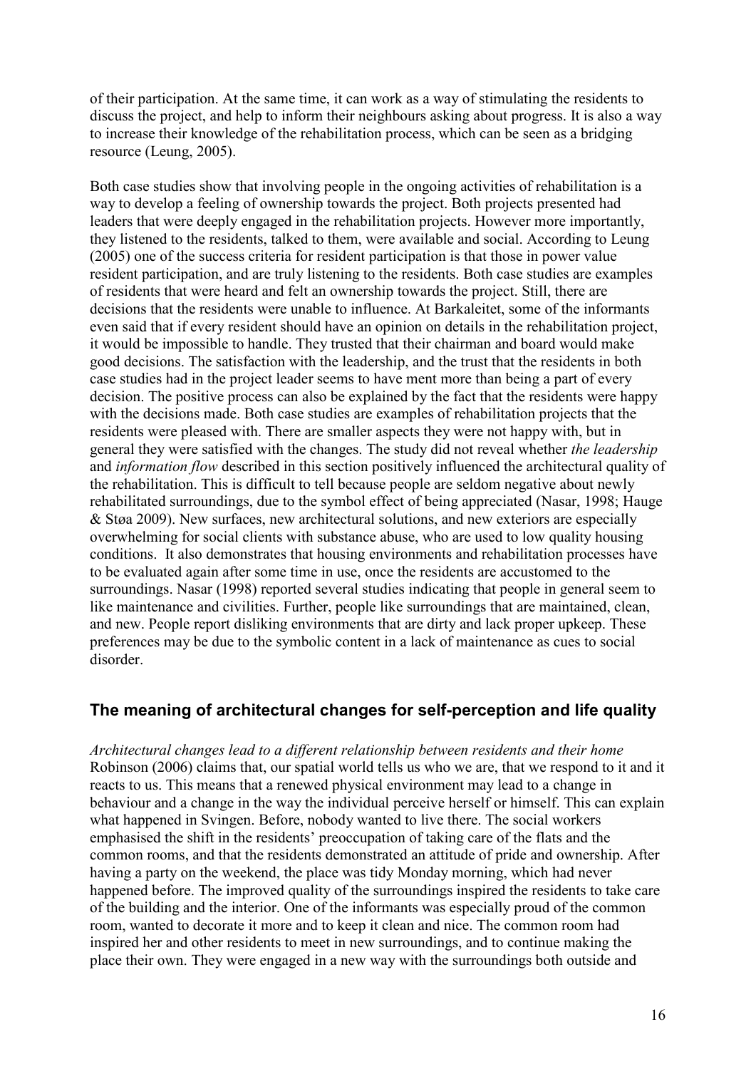of their participation. At the same time, it can work as a way of stimulating the residents to discuss the project, and help to inform their neighbours asking about progress. It is also a way to increase their knowledge of the rehabilitation process, which can be seen as a bridging resource (Leung, 2005).

Both case studies show that involving people in the ongoing activities of rehabilitation is a way to develop a feeling of ownership towards the project. Both projects presented had leaders that were deeply engaged in the rehabilitation projects. However more importantly, they listened to the residents, talked to them, were available and social. According to Leung (2005) one of the success criteria for resident participation is that those in power value resident participation, and are truly listening to the residents. Both case studies are examples of residents that were heard and felt an ownership towards the project. Still, there are decisions that the residents were unable to influence. At Barkaleitet, some of the informants even said that if every resident should have an opinion on details in the rehabilitation project, it would be impossible to handle. They trusted that their chairman and board would make good decisions. The satisfaction with the leadership, and the trust that the residents in both case studies had in the project leader seems to have ment more than being a part of every decision. The positive process can also be explained by the fact that the residents were happy with the decisions made. Both case studies are examples of rehabilitation projects that the residents were pleased with. There are smaller aspects they were not happy with, but in general they were satisfied with the changes. The study did not reveal whether *the leadership* and *information flow* described in this section positively influenced the architectural quality of the rehabilitation. This is difficult to tell because people are seldom negative about newly rehabilitated surroundings, due to the symbol effect of being appreciated (Nasar, 1998; Hauge & Støa 2009). New surfaces, new architectural solutions, and new exteriors are especially overwhelming for social clients with substance abuse, who are used to low quality housing conditions. It also demonstrates that housing environments and rehabilitation processes have to be evaluated again after some time in use, once the residents are accustomed to the surroundings. Nasar (1998) reported several studies indicating that people in general seem to like maintenance and civilities. Further, people like surroundings that are maintained, clean, and new. People report disliking environments that are dirty and lack proper upkeep. These preferences may be due to the symbolic content in a lack of maintenance as cues to social disorder.

## The meaning of architectural changes for self-perception and life quality

*Architectural changes lead to a different relationship between residents and their home*

Robinson (2006) claims that, our spatial world tells us who we are, that we respond to it and it reacts to us. This means that a renewed physical environment may lead to a change in behaviour and a change in the way the individual perceive herself or himself. This can explain what happened in Svingen. Before, nobody wanted to live there. The social workers emphasised the shift in the residents' preoccupation of taking care of the flats and the common rooms, and that the residents demonstrated an attitude of pride and ownership. After having a party on the weekend, the place was tidy Monday morning, which had never happened before. The improved quality of the surroundings inspired the residents to take care of the building and the interior. One of the informants was especially proud of the common room, wanted to decorate it more and to keep it clean and nice. The common room had inspired her and other residents to meet in new surroundings, and to continue making the place their own. They were engaged in a new way with the surroundings both outside and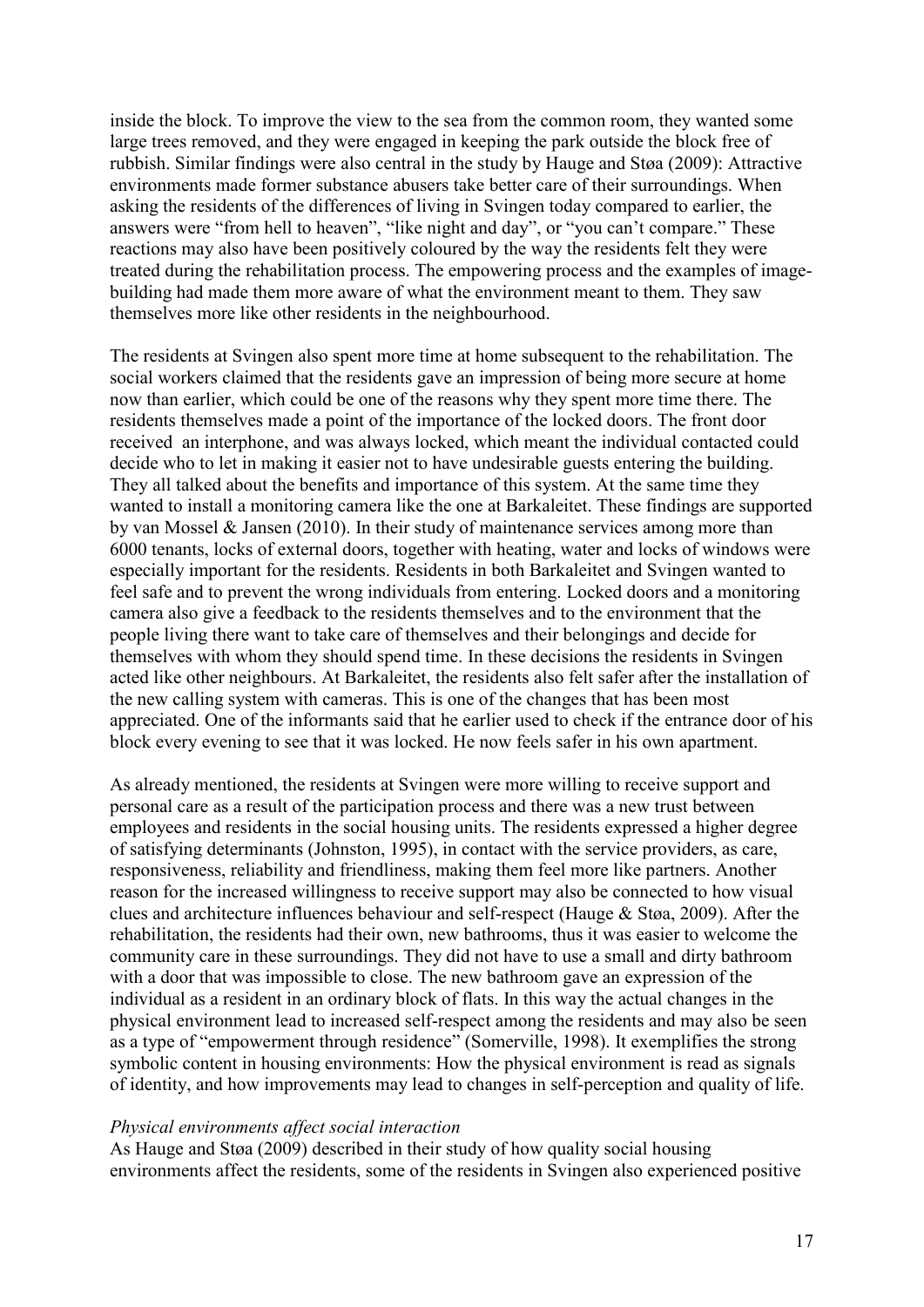inside the block. To improve the view to the sea from the common room, they wanted some large trees removed, and they were engaged in keeping the park outside the block free of rubbish. Similar findings were also central in the study by Hauge and Støa (2009): Attractive environments made former substance abusers take better care of their surroundings. When asking the residents of the differences of living in Svingen today compared to earlier, the answers were "from hell to heaven", "like night and day", or "you can't compare." These reactions may also have been positively coloured by the way the residents felt they were treated during the rehabilitation process. The empowering process and the examples of image-building had made them more aware of what the environment meant to them. They saw themselves more like other residents in the neighbourhood.

The residents at Svingen also spent more time at home subsequent to the rehabilitation. The social workers claimed that the residents gave an impression of being more secure at home now than earlier, which could be one of the reasons why they spent more time there. The residents themselves made a point of the importance of the locked doors. The front door received an interphone, and was always locked, which meant the individual contacted could decide who to let in making it easier not to have undesirable guests entering the building. They all talked about the benefits and importance of this system. At the same time they wanted to install a monitoring camera like the one at Barkaleitet. These findings are supported by van Mossel & Jansen (2010). In their study of maintenance services among more than 6000 tenants, locks of external doors, together with heating, water and locks of windows were especially important for the residents. Residents in both Barkaleitet and Svingen wanted to feel safe and to prevent the wrong individuals from entering. Locked doors and a monitoring camera also give a feedback to the residents themselves and to the environment that the people living there want to take care of themselves and their belongings and decide for themselves with whom they should spend time. In these decisions the residents in Svingen acted like other neighbours. At Barkaleitet, the residents also felt safer after the installation of the new calling system with cameras. This is one of the changes that has been most appreciated. One of the informants said that he earlier used to check if the entrance door of his block every evening to see that it was locked. He now feels safer in his own apartment.

As already mentioned, the residents at Svingen were more willing to receive support and personal care as a result of the participation process and there was a new trust between employees and residents in the social housing units. The residents expressed a higher degree of satisfying determinants (Johnston, 1995), in contact with the service providers, as care, responsiveness, reliability and friendliness, making them feel more like partners. Another reason for the increased willingness to receive support may also be connected to how visual clues and architecture influences behaviour and self-respect (Hauge & Støa, 2009). After the rehabilitation, the residents had their own, new bathrooms, thus it was easier to welcome the community care in these surroundings. They did not have to use a small and dirty bathroom with a door that was impossible to close. The new bathroom gave an expression of the individual as a resident in an ordinary block of flats. In this way the actual changes in the physical environment lead to increased self-respect among the residents and may also be seen as a type of "empowerment through residence" (Somerville, 1998). It exemplifies the strong symbolic content in housing environments: How the physical environment is read as signals of identity, and how improvements may lead to changes in self-perception and quality of life.

*Physical environments affect social interaction*

As Hauge and Støa (2009) described in their study of how quality social housing environments affect the residents, some of the residents in Svingen also experienced positive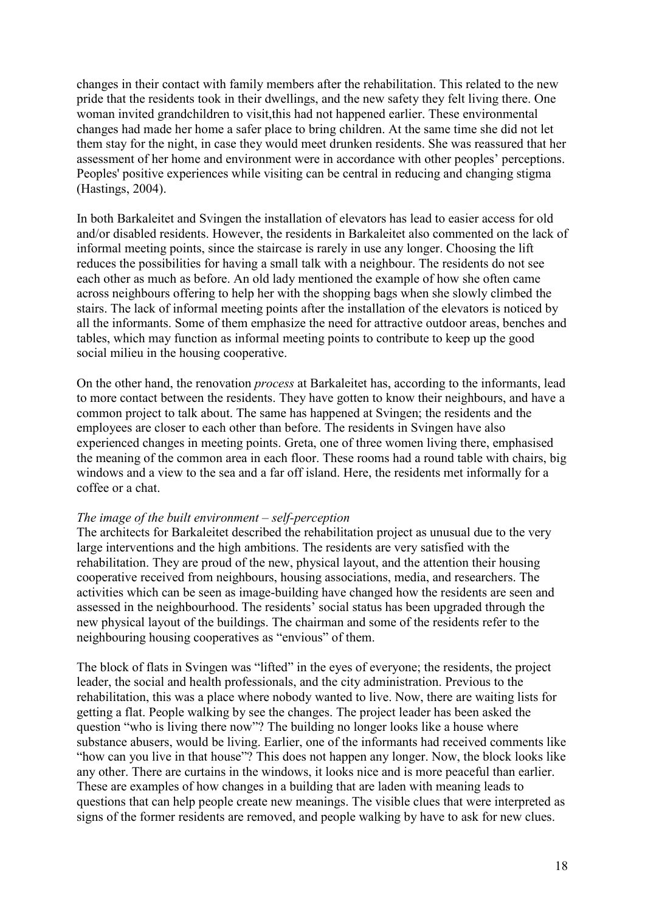changes in their contact with family members after the rehabilitation. This related to the new pride that the residents took in their dwellings, and the new safety they felt living there. One woman invited grandchildren to visit,this had not happened earlier. These environmental changes had made her home a safer place to bring children. At the same time she did not let them stay for the night, in case they would meet drunken residents. She was reassured that her assessment of her home and environment were in accordance with other peoples' perceptions. Peoples' positive experiences while visiting can be central in reducing and changing stigma (Hastings, 2004).

In both Barkaleitet and Svingen the installation of elevators has lead to easier access for old and/or disabled residents. However, the residents in Barkaleitet also commented on the lack of informal meeting points, since the staircase is rarely in use any longer. Choosing the lift reduces the possibilities for having a small talk with a neighbour. The residents do not see each other as much as before. An old lady mentioned the example of how she often came across neighbours offering to help her with the shopping bags when she slowly climbed the stairs. The lack of informal meeting points after the installation of the elevators is noticed by all the informants. Some of them emphasize the need for attractive outdoor areas, benches and tables, which may function as informal meeting points to contribute to keep up the good social milieu in the housing cooperative.

On the other hand, the renovation *process* at Barkaleitet has, according to the informants, lead to more contact between the residents. They have gotten to know their neighbours, and have a common project to talk about. The same has happened at Svingen; the residents and the employees are closer to each other than before. The residents in Svingen have also experienced changes in meeting points. Greta, one of three women living there, emphasised the meaning of the common area in each floor. These rooms had a round table with chairs, big windows and a view to the sea and a far off island. Here, the residents met informally for a coffee or a chat.

*The image of the built environment – self-perception*

The architects for Barkaleitet described the rehabilitation project as unusual due to the very large interventions and the high ambitions. The residents are very satisfied with the rehabilitation. They are proud of the new, physical layout, and the attention their housing cooperative received from neighbours, housing associations, media, and researchers. The activities which can be seen as image-building have changed how the residents are seen and assessed in the neighbourhood. The residents' social status has been upgraded through the new physical layout of the buildings. The chairman and some of the residents refer to the neighbouring housing cooperatives as "envious" of them.

The block of flats in Svingen was "lifted" in the eyes of everyone; the residents, the project leader, the social and health professionals, and the city administration. Previous to the rehabilitation, this was a place where nobody wanted to live. Now, there are waiting lists for getting a flat. People walking by see the changes. The project leader has been asked the question "who is living there now"? The building no longer looks like a house where substance abusers, would be living. Earlier, one of the informants had received comments like "how can you live in that house"? This does not happen any longer. Now, the block looks like any other. There are curtains in the windows, it looks nice and is more peaceful than earlier. These are examples of how changes in a building that are laden with meaning leads to questions that can help people create new meanings. The visible clues that were interpreted as signs of the former residents are removed, and people walking by have to ask for new clues.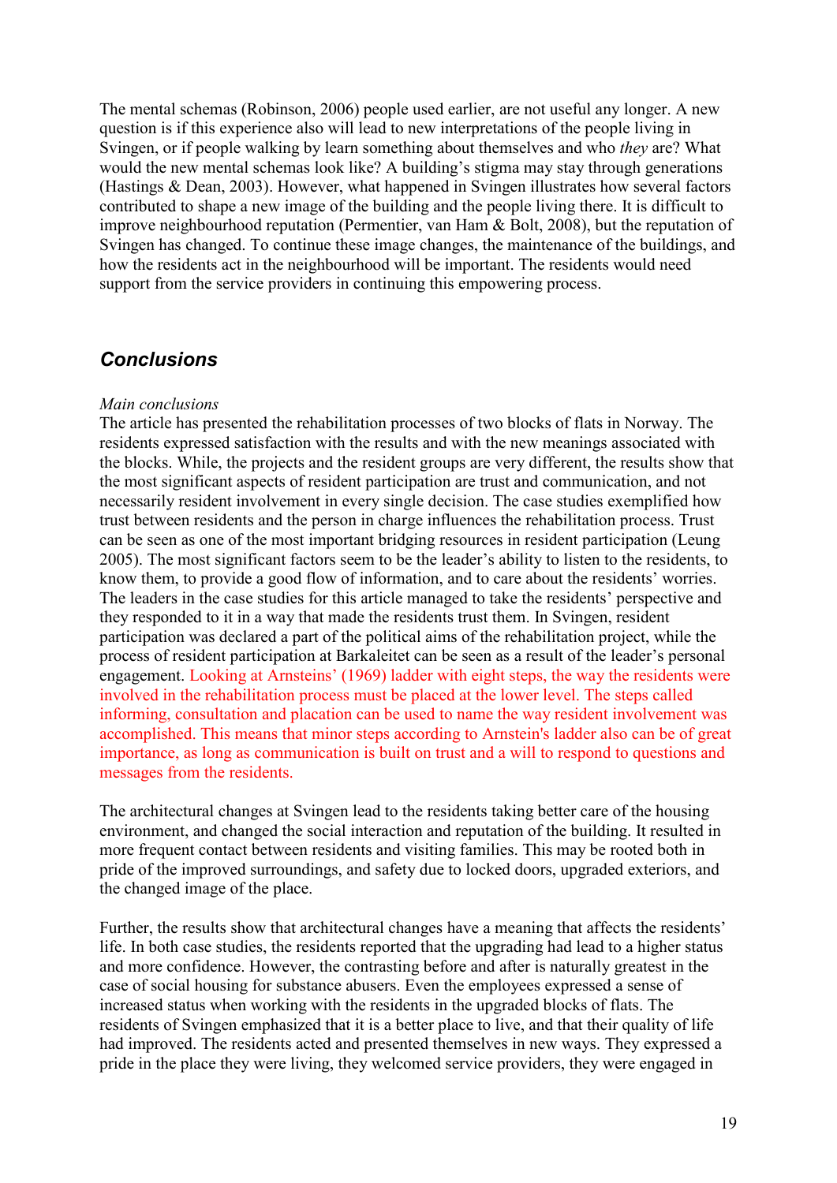The mental schemas (Robinson, 2006) people used earlier, are not useful any longer. A new question is if this experience also will lead to new interpretations of the people living in Svingen, or if people walking by learn something about themselves and who *they* are? What would the new mental schemas look like? A building's stigma may stay through generations (Hastings & Dean, 2003). However, what happened in Svingen illustrates how several factors contributed to shape a new image of the building and the people living there. It is difficult to improve neighbourhood reputation (Permentier, van Ham & Bolt, 2008), but the reputation of Svingen has changed. To continue these image changes, the maintenance of the buildings, and how the residents act in the neighbourhood will be important. The residents would need support from the service providers in continuing this empowering process.

## Conclusions

*Main conclusions*

The article has presented the rehabilitation processes of two blocks of flats in Norway. The residents expressed satisfaction with the results and with the new meanings associated with the blocks. While, the projects and the resident groups are very different, the results show that the most significant aspects of resident participation are trust and communication, and not necessarily resident involvement in every single decision. The case studies exemplified how trust between residents and the person in charge influences the rehabilitation process. Trust can be seen as one of the most important bridging resources in resident participation (Leung 2005). The most significant factors seem to be the leader's ability to listen to the residents, to know them, to provide a good flow of information, and to care about the residents' worries. The leaders in the case studies for this article managed to take the residents' perspective and they responded to it in a way that made the residents trust them. In Svingen, resident participation was declared a part of the political aims of the rehabilitation project, while the process of resident participation at Barkaleitet can be seen as a result of the leader's personal engagement. Looking at Arnsteins' (1969) ladder with eight steps, the way the residents were involved in the rehabilitation process must be placed at the lower level. The steps called informing, consultation and placation can be used to name the way resident involvement was accomplished. This means that minor steps according to Arnstein's ladder also can be of great importance, as long as communication is built on trust and a will to respond to questions and messages from the residents.

The architectural changes at Svingen lead to the residents taking better care of the housing environment, and changed the social interaction and reputation of the building. It resulted in more frequent contact between residents and visiting families. This may be rooted both in pride of the improved surroundings, and safety due to locked doors, upgraded exteriors, and the changed image of the place.

Further, the results show that architectural changes have a meaning that affects the residents' life. In both case studies, the residents reported that the upgrading had lead to a higher status and more confidence. However, the contrasting before and after is naturally greatest in the case of social housing for substance abusers. Even the employees expressed a sense of increased status when working with the residents in the upgraded blocks of flats. The residents of Svingen emphasized that it is a better place to live, and that their quality of life had improved. The residents acted and presented themselves in new ways. They expressed a pride in the place they were living, they welcomed service providers, they were engaged in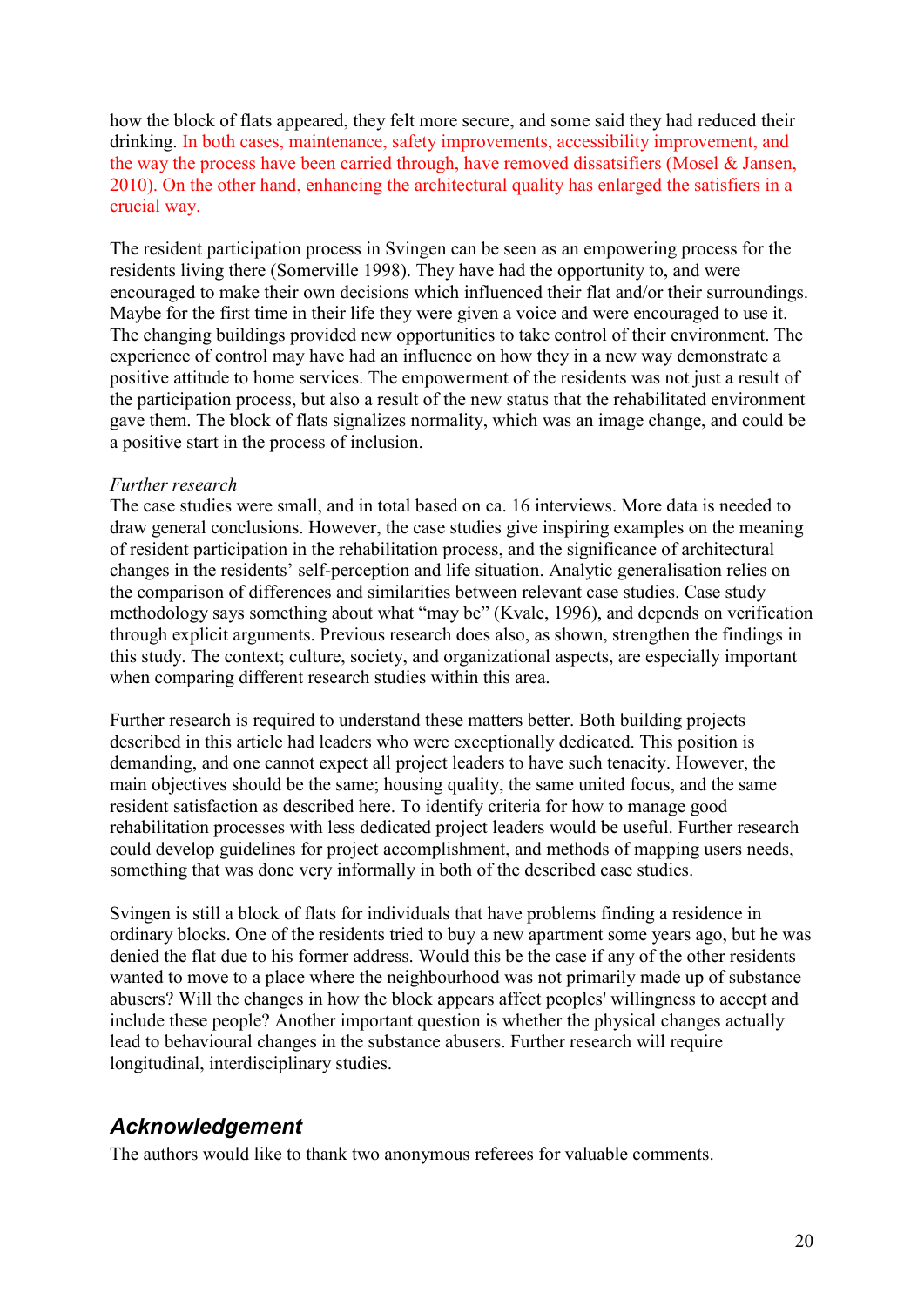how the block of flats appeared, they felt more secure, and some said they had reduced their drinking. In both cases, maintenance, safety improvements, accessibility improvement, and the way the process have been carried through, have removed dissatsifiers (Mosel & Jansen, 2010). On the other hand, enhancing the architectural quality has enlarged the satisfiers in a crucial way.

The resident participation process in Svingen can be seen as an empowering process for the residents living there (Somerville 1998). They have had the opportunity to, and were encouraged to make their own decisions which influenced their flat and/or their surroundings. Maybe for the first time in their life they were given a voice and were encouraged to use it. The changing buildings provided new opportunities to take control of their environment. The experience of control may have had an influence on how they in a new way demonstrate a positive attitude to home services. The empowerment of the residents was not just a result of the participation process, but also a result of the new status that the rehabilitated environment gave them. The block of flats signalizes normality, which was an image change, and could be a positive start in the process of inclusion.

*Further research*

The case studies were small, and in total based on ca. 16 interviews. More data is needed to draw general conclusions. However, the case studies give inspiring examples on the meaning of resident participation in the rehabilitation process, and the significance of architectural changes in the residents' self-perception and life situation. Analytic generalisation relies on the comparison of differences and similarities between relevant case studies. Case study methodology says something about what "may be" (Kvale, 1996), and depends on verification through explicit arguments. Previous research does also, as shown, strengthen the findings in this study. The context; culture, society, and organizational aspects, are especially important when comparing different research studies within this area.

Further research is required to understand these matters better. Both building projects described in this article had leaders who were exceptionally dedicated. This position is demanding, and one cannot expect all project leaders to have such tenacity. However, the main objectives should be the same; housing quality, the same united focus, and the same resident satisfaction as described here. To identify criteria for how to manage good rehabilitation processes with less dedicated project leaders would be useful. Further research could develop guidelines for project accomplishment, and methods of mapping users needs, something that was done very informally in both of the described case studies.

Svingen is still a block of flats for individuals that have problems finding a residence in ordinary blocks. One of the residents tried to buy a new apartment some years ago, but he was denied the flat due to his former address. Would this be the case if any of the other residents wanted to move to a place where the neighbourhood was not primarily made up of substance abusers? Will the changes in how the block appears affect peoples' willingness to accept and include these people? Another important question is whether the physical changes actually lead to behavioural changes in the substance abusers. Further research will require longitudinal, interdisciplinary studies.

## Acknowledgement

The authors would like to thank two anonymous referees for valuable comments.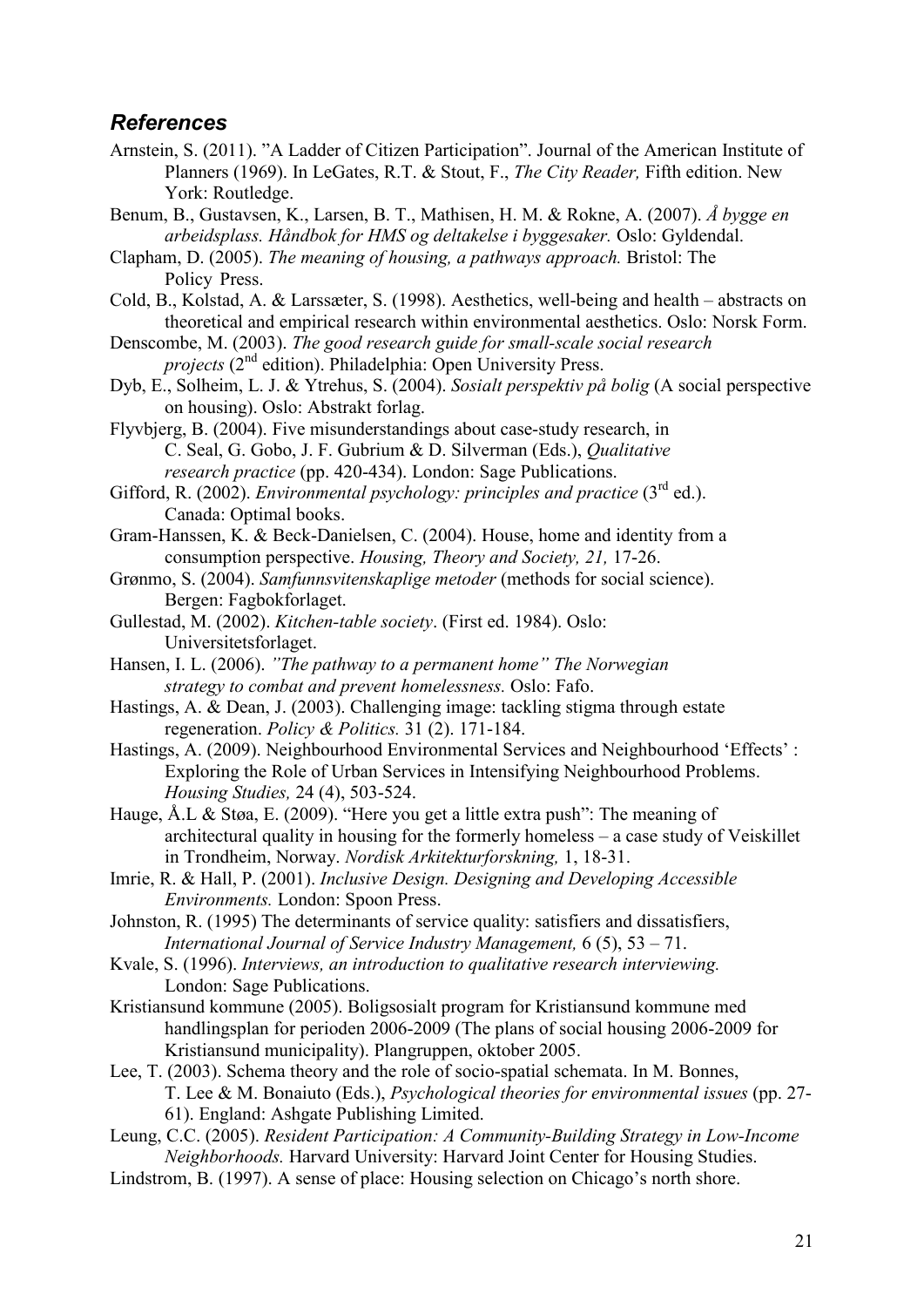## *References*

Arnstein, S. (2011). "A Ladder of Citizen Participation". Journal of the American Institute of Planners (1969). In LeGates, R.T. & Stout, F., *The City Reader,* Fifth edition. New York: Routledge.

Benum, B., Gustavsen, K., Larsen, B. T., Mathisen, H. M. & Rokne, A. (2007). *Å bygge en arbeidsplass. Håndbok for HMS og deltakelse i byggesaker.* Oslo: Gyldendal.

Clapham, D. (2005). *The meaning of housing, a pathways approach.* Bristol: The Policy Press.

Cold, B., Kolstad, A. & Larssæter, S. (1998). Aesthetics, well-being and health – abstracts on theoretical and empirical research within environmental aesthetics. Oslo: Norsk Form.

Denscombe, M. (2003). *The good research guide for small-scale social research projects* (2nd edition). Philadelphia: Open University Press.

Dyb, E., Solheim, L. J. & Ytrehus, S. (2004). *Sosialt perspektiv på bolig* (A social perspective on housing). Oslo: Abstrakt forlag.

Flyvbjerg, B. (2004). Five misunderstandings about case-study research, in C. Seal, G. Gobo, J. F. Gubrium & D. Silverman (Eds.), *Qualitative research practice* (pp. 420-434). London: Sage Publications.

Gifford, R. (2002). *Environmental psychology: principles and practice* (3rd ed.). Canada: Optimal books.

Gram-Hanssen, K. & Beck-Danielsen, C. (2004). House, home and identity from a consumption perspective. *Housing, Theory and Society, 21,* 17-26.

Grønmo, S. (2004). *Samfunnsvitenskaplige metoder* (methods for social science). Bergen: Fagbokforlaget.

Gullestad, M. (2002). *Kitchen-table society*. (First ed. 1984). Oslo: Universitetsforlaget.

Hansen, I. L. (2006). *"The pathway to a permanent home" The Norwegian strategy to combat and prevent homelessness.* Oslo: Fafo.

Hastings, A. & Dean, J. (2003). Challenging image: tackling stigma through estate regeneration. *Policy & Politics.* 31 (2). 171-184.

Hastings, A. (2009). Neighbourhood Environmental Services and Neighbourhood 'Effects' : Exploring the Role of Urban Services in Intensifying Neighbourhood Problems. *Housing Studies,* 24 (4), 503-524.

Hauge, Å.L & Støa, E. (2009). "Here you get a little extra push": The meaning of architectural quality in housing for the formerly homeless – a case study of Veiskillet in Trondheim, Norway. *Nordisk Arkitekturforskning,* 1, 18-31.

Imrie, R. & Hall, P. (2001). *Inclusive Design. Designing and Developing Accessible Environments.* London: Spoon Press.

Johnston, R. (1995) The determinants of service quality: satisfiers and dissatisfiers, *International Journal of Service Industry Management,* 6 (5), 53 – 71.

Kvale, S. (1996). *Interviews, an introduction to qualitative research interviewing.* London: Sage Publications.

Kristiansund kommune (2005). Boligsosialt program for Kristiansund kommune med handlingsplan for perioden 2006-2009 (The plans of social housing 2006-2009 for Kristiansund municipality). Plangruppen, oktober 2005.

Lee, T. (2003). Schema theory and the role of socio-spatial schemata. In M. Bonnes, T. Lee & M. Bonaiuto (Eds.), *Psychological theories for environmental issues* (pp. 27-61). England: Ashgate Publishing Limited.

Leung, C.C. (2005). *Resident Participation: A Community-Building Strategy in Low-Income Neighborhoods.* Harvard University: Harvard Joint Center for Housing Studies.

Lindstrom, B. (1997). A sense of place: Housing selection on Chicago's north shore.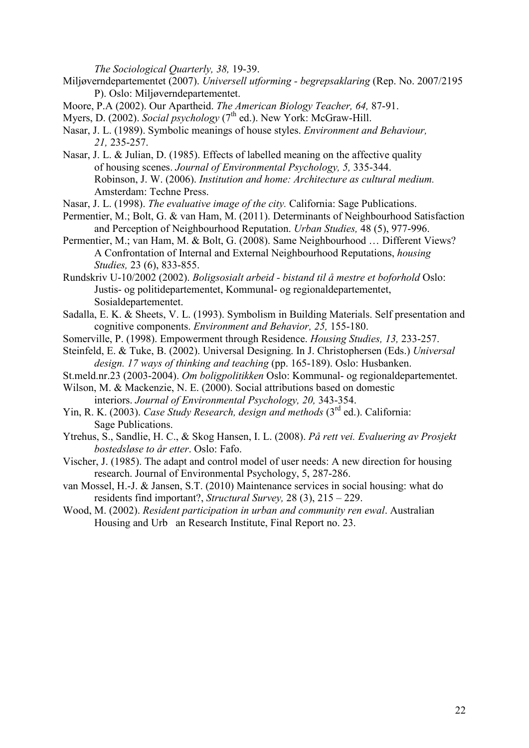*The Sociological Quarterly, 38,* 19-39.

Miljøverndepartementet (2007). *Universell utforming - begrepsaklaring* (Rep. No. 2007/2195 P). Oslo: Miljøverndepartementet.

Moore, P.A (2002). Our Apartheid. *The American Biology Teacher, 64,* 87-91.

Myers, D. (2002). *Social psychology* (7th ed.). New York: McGraw-Hill.

Nasar, J. L. (1989). Symbolic meanings of house styles. *Environment and Behaviour, 21,* 235-257.

Nasar, J. L. & Julian, D. (1985). Effects of labelled meaning on the affective quality of housing scenes. *Journal of Environmental Psychology, 5,* 335-344. Robinson, J. W. (2006). *Institution and home: Architecture as cultural medium.* Amsterdam: Techne Press.

Nasar, J. L. (1998). *The evaluative image of the city.* California: Sage Publications.

Permentier, M.; Bolt, G. & van Ham, M. (2011). Determinants of Neighbourhood Satisfaction and Perception of Neighbourhood Reputation. *Urban Studies,* 48 (5), 977-996.

Permentier, M.; van Ham, M. & Bolt, G. (2008). Same Neighbourhood … Different Views? A Confrontation of Internal and External Neighbourhood Reputations, *housing Studies,* 23 (6), 833-855.

Rundskriv U-10/2002 (2002). *Boligsosialt arbeid - bistand til å mestre et boforhold* Oslo: Justis- og politidepartementet, Kommunal- og regionaldepartementet, Sosialdepartementet.

Sadalla, E. K. & Sheets, V. L. (1993). Symbolism in Building Materials. Self presentation and cognitive components. *Environment and Behavior, 25,* 155-180.

Somerville, P. (1998). Empowerment through Residence. *Housing Studies, 13,* 233-257.

Steinfeld, E. & Tuke, B. (2002). Universal Designing. In J. Christophersen (Eds.) *Universal design. 17 ways of thinking and teaching* (pp. 165-189). Oslo: Husbanken.

St.meld.nr.23 (2003-2004). *Om boligpolitikken* Oslo: Kommunal- og regionaldepartementet.

Wilson, M. & Mackenzie, N. E. (2000). Social attributions based on domestic interiors. *Journal of Environmental Psychology, 20,* 343-354.

Yin, R. K. (2003). *Case Study Research, design and methods* (3rd ed.). California: Sage Publications.

Ytrehus, S., Sandlie, H. C., & Skog Hansen, I. L. (2008). *På rett vei. Evaluering av Prosjekt bostedsløse to år etter*. Oslo: Fafo.

Vischer, J. (1985). The adapt and control model of user needs: A new direction for housing research. Journal of Environmental Psychology, 5, 287-286.

van Mossel, H.-J. & Jansen, S.T. (2010) Maintenance services in social housing: what do residents find important?, *Structural Survey,* 28 (3), 215 – 229.

Wood, M. (2002). *Resident participation in urban and community ren ewal*. Australian Housing and Urb an Research Institute, Final Report no. 23.